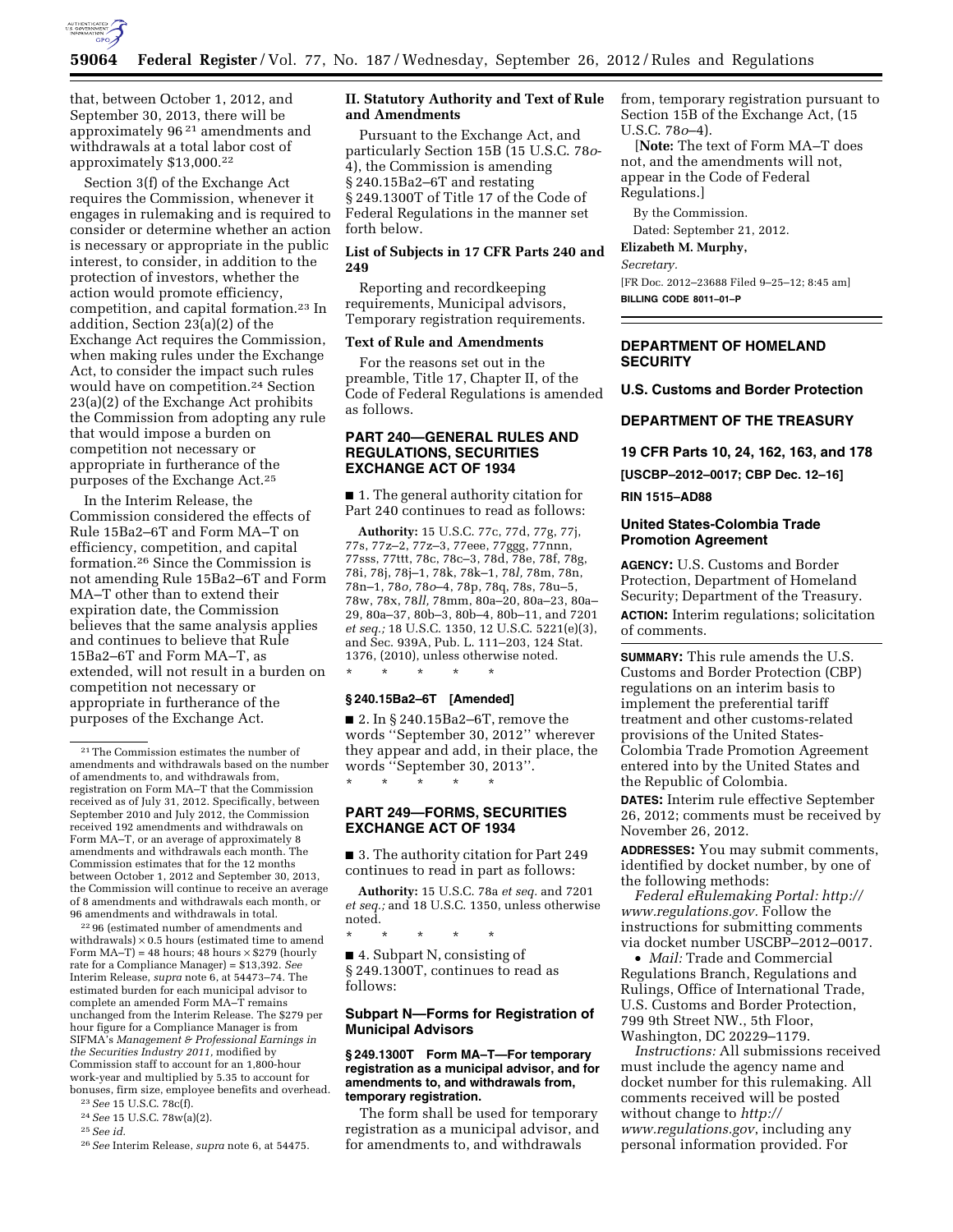that, between October 1, 2012, and September 30, 2013, there will be approximately 96 [21] amendments and withdrawals at a total labor cost of approximately $13,000.[22]

Section 3(f) of the Exchange Act requires the Commission, whenever it engages in rulemaking and is required to consider or determine whether an action is necessary or appropriate in the public interest, to consider, in addition to the protection of investors, whether the action would promote efficiency, competition, and capital formation.[23] In addition, Section 23(a)(2) of the Exchange Act requires the Commission, when making rules under the Exchange Act, to consider the impact such rules would have on competition.[24] Section 23(a)(2) of the Exchange Act prohibits the Commission from adopting any rule that would impose a burden on competition not necessary or appropriate in furtherance of the purposes of the Exchange Act.[25]

In the Interim Release, the Commission considered the effects of Rule 15Ba2–6T and Form MA–T on efficiency, competition, and capital formation.[26] Since the Commission is not amending Rule 15Ba2–6T and Form MA–T other than to extend their expiration date, the Commission believes that the same analysis applies and continues to believe that Rule 15Ba2–6T and Form MA–T, as extended, will not result in a burden on competition not necessary or appropriate in furtherance of the purposes of the Exchange Act.

[21] The Commission estimates the number of amendments and withdrawals based on the number of amendments to, and withdrawals from, registration on Form MA–T that the Commission received as of July 31, 2012. Specifically, between September 2010 and July 2012, the Commission received 192 amendments and withdrawals on Form MA–T, or an average of approximately 8 amendments and withdrawals each month. The Commission estimates that for the 12 months between October 1, 2012 and September 30, 2013, the Commission will continue to receive an average of 8 amendments and withdrawals each month, or 96 amendments and withdrawals in total.

[22] 96 (estimated number of amendments and withdrawals) × 0.5 hours (estimated time to amend Form MA–T) = 48 hours; 48 hours × $279 (hourly rate for a Compliance Manager) = $13,392. *See* Interim Release, *supra* note 6, at 54473–74. The estimated burden for each municipal advisor to complete an amended Form MA–T remains unchanged from the Interim Release. The $279 per hour figure for a Compliance Manager is from SIFMA's *Management & Professional Earnings in the Securities Industry 2011*, modified by Commission staff to account for an 1,800-hour work-year and multiplied by 5.35 to account for bonuses, firm size, employee benefits and overhead.

[23] *See* 15 U.S.C. 78c(f).

[24] *See* 15 U.S.C. 78w(a)(2).

[25] *See id.*

[26] *See* Interim Release, *supra* note 6, at 54475.

## II. Statutory Authority and Text of Rule and Amendments

Pursuant to the Exchange Act, and particularly Section 15B (15 U.S.C. 78*o*-4), the Commission is amending § 240.15Ba2–6T and restating § 249.1300T of Title 17 of the Code of Federal Regulations in the manner set forth below.

### List of Subjects in 17 CFR Parts 240 and 249

Reporting and recordkeeping requirements, Municipal advisors, Temporary registration requirements.

### Text of Rule and Amendments

For the reasons set out in the preamble, Title 17, Chapter II, of the Code of Federal Regulations is amended as follows.

## PART 240—GENERAL RULES AND REGULATIONS, SECURITIES EXCHANGE ACT OF 1934

■ 1. The general authority citation for Part 240 continues to read as follows:

**Authority:** 15 U.S.C. 77c, 77d, 77g, 77j, 77s, 77z–2, 77z–3, 77eee, 77ggg, 77nnn, 77sss, 77ttt, 78c, 78c–3, 78d, 78e, 78f, 78g, 78i, 78j, 78j–1, 78k, 78k–1, 78*l*, 78m, 78n, 78n–1, 78*o*, 78*o*–4, 78p, 78q, 78s, 78u–5, 78w, 78x, 78*ll*, 78mm, 80a–20, 80a–23, 80a–29, 80a–37, 80b–3, 80b–4, 80b–11, and 7201 *et seq.;* 18 U.S.C. 1350, 12 U.S.C. 5221(e)(3), and Sec. 939A, Pub. L. 111–203, 124 Stat. 1376, (2010), unless otherwise noted.

\* \* \* \* \*

### § 240.15Ba2–6T [Amended]

■ 2. In § 240.15Ba2–6T, remove the words ''September 30, 2012'' wherever they appear and add, in their place, the words ''September 30, 2013''.

\* \* \* \* \*

## PART 249—FORMS, SECURITIES EXCHANGE ACT OF 1934

■ 3. The authority citation for Part 249 continues to read in part as follows:

**Authority:** 15 U.S.C. 78a *et seq.* and 7201 *et seq.;* and 18 U.S.C. 1350, unless otherwise noted.

\* \* \* \* \*

■ 4. Subpart N, consisting of § 249.1300T, continues to read as follows:

### Subpart N—Forms for Registration of Municipal Advisors

#### § 249.1300T Form MA–T—For temporary registration as a municipal advisor, and for amendments to, and withdrawals from, temporary registration.

The form shall be used for temporary registration as a municipal advisor, and for amendments to, and withdrawals from, temporary registration pursuant to Section 15B of the Exchange Act, (15 U.S.C. 78*o*–4).

[**Note:** The text of Form MA–T does not, and the amendments will not, appear in the Code of Federal Regulations.]

By the Commission.

Dated: September 21, 2012.

**Elizabeth M. Murphy,**

*Secretary.*

[FR Doc. 2012–23688 Filed 9–25–12; 8:45 am]

**BILLING CODE 8011–01–P**

---

## DEPARTMENT OF HOMELAND SECURITY

## U.S. Customs and Border Protection

## DEPARTMENT OF THE TREASURY

## 19 CFR Parts 10, 24, 162, 163, and 178

**[USCBP–2012–0017; CBP Dec. 12–16]**

**RIN 1515–AD88**

## United States-Colombia Trade Promotion Agreement

**AGENCY:** U.S. Customs and Border Protection, Department of Homeland Security; Department of the Treasury.

**ACTION:** Interim regulations; solicitation of comments.

**SUMMARY:** This rule amends the U.S. Customs and Border Protection (CBP) regulations on an interim basis to implement the preferential tariff treatment and other customs-related provisions of the United States-Colombia Trade Promotion Agreement entered into by the United States and the Republic of Colombia.

**DATES:** Interim rule effective September 26, 2012; comments must be received by November 26, 2012.

**ADDRESSES:** You may submit comments, identified by docket number, by one of the following methods:

*Federal eRulemaking Portal: http://www.regulations.gov.* Follow the instructions for submitting comments via docket number USCBP–2012–0017.

- *Mail:* Trade and Commercial Regulations Branch, Regulations and Rulings, Office of International Trade, U.S. Customs and Border Protection, 799 9th Street NW., 5th Floor, Washington, DC 20229–1179.

*Instructions:* All submissions received must include the agency name and docket number for this rulemaking. All comments received will be posted without change to *http://www.regulations.gov*, including any personal information provided. For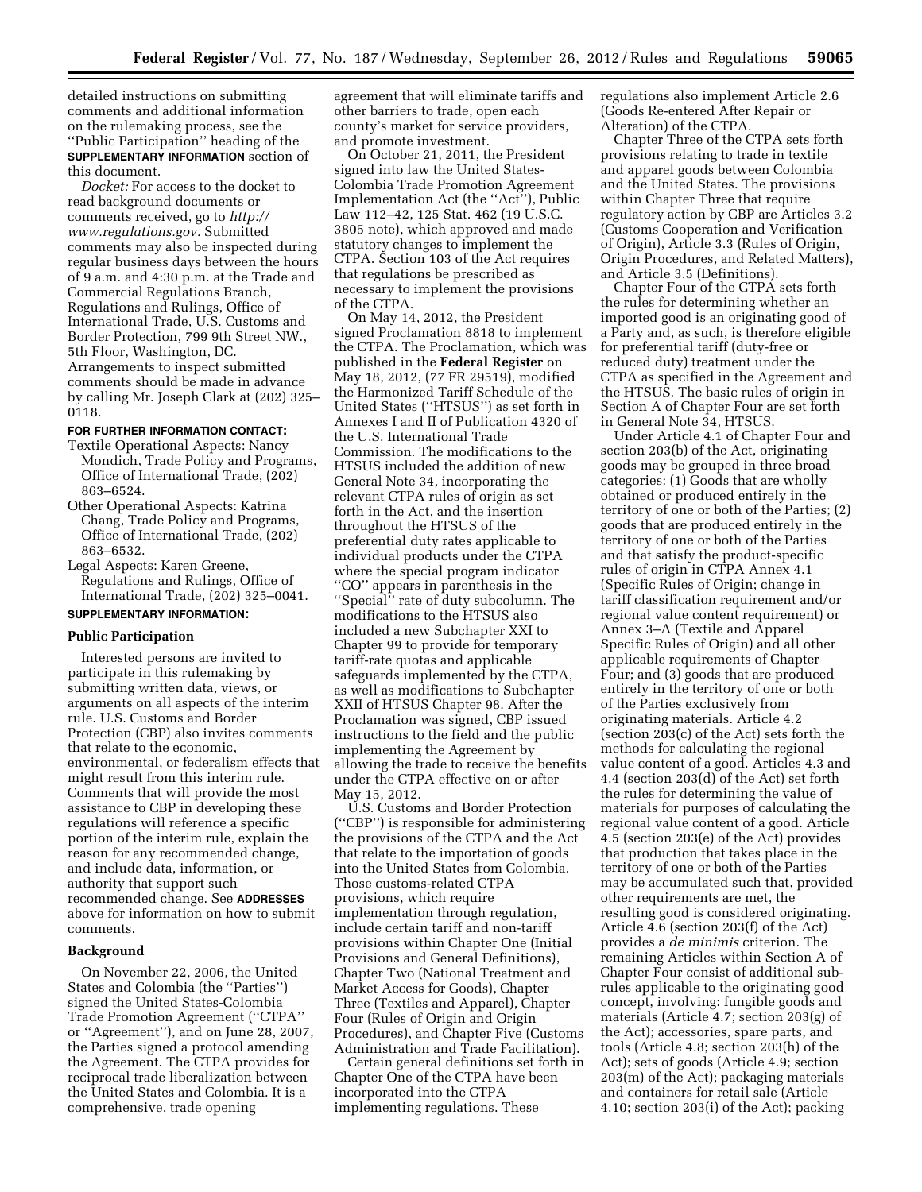detailed instructions on submitting comments and additional information on the rulemaking process, see the "Public Participation" heading of the **SUPPLEMENTARY INFORMATION** section of this document.

*Docket:* For access to the docket to read background documents or comments received, go to *http://www.regulations.gov.* Submitted comments may also be inspected during regular business days between the hours of 9 a.m. and 4:30 p.m. at the Trade and Commercial Regulations Branch, Regulations and Rulings, Office of International Trade, U.S. Customs and Border Protection, 799 9th Street NW., 5th Floor, Washington, DC. Arrangements to inspect submitted comments should be made in advance by calling Mr. Joseph Clark at (202) 325–0118.

**FOR FURTHER INFORMATION CONTACT:**

Textile Operational Aspects: Nancy Mondich, Trade Policy and Programs, Office of International Trade, (202) 863–6524.

Other Operational Aspects: Katrina Chang, Trade Policy and Programs, Office of International Trade, (202) 863–6532.

Legal Aspects: Karen Greene, Regulations and Rulings, Office of International Trade, (202) 325–0041.

**SUPPLEMENTARY INFORMATION:**

## Public Participation

Interested persons are invited to participate in this rulemaking by submitting written data, views, or arguments on all aspects of the interim rule. U.S. Customs and Border Protection (CBP) also invites comments that relate to the economic, environmental, or federalism effects that might result from this interim rule. Comments that will provide the most assistance to CBP in developing these regulations will reference a specific portion of the interim rule, explain the reason for any recommended change, and include data, information, or authority that support such recommended change. See **ADDRESSES** above for information on how to submit comments.

## Background

On November 22, 2006, the United States and Colombia (the "Parties") signed the United States-Colombia Trade Promotion Agreement ("CTPA" or "Agreement"), and on June 28, 2007, the Parties signed a protocol amending the Agreement. The CTPA provides for reciprocal trade liberalization between the United States and Colombia. It is a comprehensive, trade opening agreement that will eliminate tariffs and other barriers to trade, open each county's market for service providers, and promote investment.

On October 21, 2011, the President signed into law the United States-Colombia Trade Promotion Agreement Implementation Act (the "Act"), Public Law 112–42, 125 Stat. 462 (19 U.S.C. 3805 note), which approved and made statutory changes to implement the CTPA. Section 103 of the Act requires that regulations be prescribed as necessary to implement the provisions of the CTPA.

On May 14, 2012, the President signed Proclamation 8818 to implement the CTPA. The Proclamation, which was published in the **Federal Register** on May 18, 2012, (77 FR 29519), modified the Harmonized Tariff Schedule of the United States ("HTSUS") as set forth in Annexes I and II of Publication 4320 of the U.S. International Trade Commission. The modifications to the HTSUS included the addition of new General Note 34, incorporating the relevant CTPA rules of origin as set forth in the Act, and the insertion throughout the HTSUS of the preferential duty rates applicable to individual products under the CTPA where the special program indicator "CO" appears in parenthesis in the "Special" rate of duty subcolumn. The modifications to the HTSUS also included a new Subchapter XXI to Chapter 99 to provide for temporary tariff-rate quotas and applicable safeguards implemented by the CTPA, as well as modifications to Subchapter XXII of HTSUS Chapter 98. After the Proclamation was signed, CBP issued instructions to the field and the public implementing the Agreement by allowing the trade to receive the benefits under the CTPA effective on or after May 15, 2012.

U.S. Customs and Border Protection ("CBP") is responsible for administering the provisions of the CTPA and the Act that relate to the importation of goods into the United States from Colombia. Those customs-related CTPA provisions, which require implementation through regulation, include certain tariff and non-tariff provisions within Chapter One (Initial Provisions and General Definitions), Chapter Two (National Treatment and Market Access for Goods), Chapter Three (Textiles and Apparel), Chapter Four (Rules of Origin and Origin Procedures), and Chapter Five (Customs Administration and Trade Facilitation).

Certain general definitions set forth in Chapter One of the CTPA have been incorporated into the CTPA implementing regulations. These regulations also implement Article 2.6 (Goods Re-entered After Repair or Alteration) of the CTPA.

Chapter Three of the CTPA sets forth provisions relating to trade in textile and apparel goods between Colombia and the United States. The provisions within Chapter Three that require regulatory action by CBP are Articles 3.2 (Customs Cooperation and Verification of Origin), Article 3.3 (Rules of Origin, Origin Procedures, and Related Matters), and Article 3.5 (Definitions).

Chapter Four of the CTPA sets forth the rules for determining whether an imported good is an originating good of a Party and, as such, is therefore eligible for preferential tariff (duty-free or reduced duty) treatment under the CTPA as specified in the Agreement and the HTSUS. The basic rules of origin in Section A of Chapter Four are set forth in General Note 34, HTSUS.

Under Article 4.1 of Chapter Four and section 203(b) of the Act, originating goods may be grouped in three broad categories: (1) Goods that are wholly obtained or produced entirely in the territory of one or both of the Parties; (2) goods that are produced entirely in the territory of one or both of the Parties and that satisfy the product-specific rules of origin in CTPA Annex 4.1 (Specific Rules of Origin; change in tariff classification requirement and/or regional value content requirement) or Annex 3–A (Textile and Apparel Specific Rules of Origin) and all other applicable requirements of Chapter Four; and (3) goods that are produced entirely in the territory of one or both of the Parties exclusively from originating materials. Article 4.2 (section 203(c) of the Act) sets forth the methods for calculating the regional value content of a good. Articles 4.3 and 4.4 (section 203(d) of the Act) set forth the rules for determining the value of materials for purposes of calculating the regional value content of a good. Article 4.5 (section 203(e) of the Act) provides that production that takes place in the territory of one or both of the Parties may be accumulated such that, provided other requirements are met, the resulting good is considered originating. Article 4.6 (section 203(f) of the Act) provides a *de minimis* criterion. The remaining Articles within Section A of Chapter Four consist of additional sub-rules applicable to the originating good concept, involving: fungible goods and materials (Article 4.7; section 203(g) of the Act); accessories, spare parts, and tools (Article 4.8; section 203(h) of the Act); sets of goods (Article 4.9; section 203(m) of the Act); packaging materials and containers for retail sale (Article 4.10; section 203(i) of the Act); packing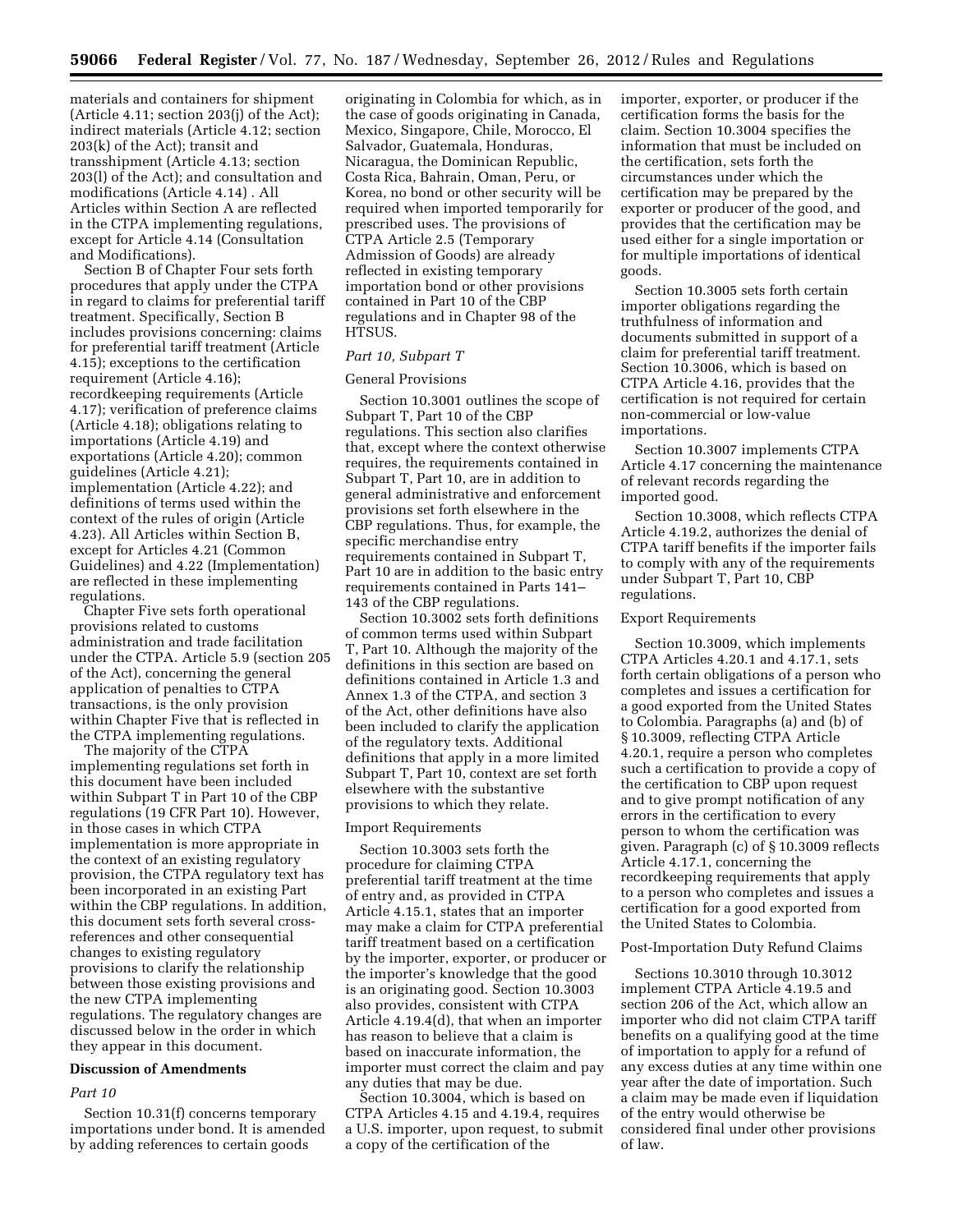materials and containers for shipment (Article 4.11; section 203(j) of the Act); indirect materials (Article 4.12; section 203(k) of the Act); transit and transshipment (Article 4.13; section 203(l) of the Act); and consultation and modifications (Article 4.14) . All Articles within Section A are reflected in the CTPA implementing regulations, except for Article 4.14 (Consultation and Modifications).

Section B of Chapter Four sets forth procedures that apply under the CTPA in regard to claims for preferential tariff treatment. Specifically, Section B includes provisions concerning: claims for preferential tariff treatment (Article 4.15); exceptions to the certification requirement (Article 4.16); recordkeeping requirements (Article 4.17); verification of preference claims (Article 4.18); obligations relating to importations (Article 4.19) and exportations (Article 4.20); common guidelines (Article 4.21); implementation (Article 4.22); and definitions of terms used within the context of the rules of origin (Article 4.23). All Articles within Section B, except for Articles 4.21 (Common Guidelines) and 4.22 (Implementation) are reflected in these implementing regulations.

Chapter Five sets forth operational provisions related to customs administration and trade facilitation under the CTPA. Article 5.9 (section 205 of the Act), concerning the general application of penalties to CTPA transactions, is the only provision within Chapter Five that is reflected in the CTPA implementing regulations.

The majority of the CTPA implementing regulations set forth in this document have been included within Subpart T in Part 10 of the CBP regulations (19 CFR Part 10). However, in those cases in which CTPA implementation is more appropriate in the context of an existing regulatory provision, the CTPA regulatory text has been incorporated in an existing Part within the CBP regulations. In addition, this document sets forth several cross-references and other consequential changes to existing regulatory provisions to clarify the relationship between those existing provisions and the new CTPA implementing regulations. The regulatory changes are discussed below in the order in which they appear in this document.

## Discussion of Amendments

*Part 10*

Section 10.31(f) concerns temporary importations under bond. It is amended by adding references to certain goods originating in Colombia for which, as in the case of goods originating in Canada, Mexico, Singapore, Chile, Morocco, El Salvador, Guatemala, Honduras, Nicaragua, the Dominican Republic, Costa Rica, Bahrain, Oman, Peru, or Korea, no bond or other security will be required when imported temporarily for prescribed uses. The provisions of CTPA Article 2.5 (Temporary Admission of Goods) are already reflected in existing temporary importation bond or other provisions contained in Part 10 of the CBP regulations and in Chapter 98 of the HTSUS.

*Part 10, Subpart T*

General Provisions

Section 10.3001 outlines the scope of Subpart T, Part 10 of the CBP regulations. This section also clarifies that, except where the context otherwise requires, the requirements contained in Subpart T, Part 10, are in addition to general administrative and enforcement provisions set forth elsewhere in the CBP regulations. Thus, for example, the specific merchandise entry requirements contained in Subpart T, Part 10 are in addition to the basic entry requirements contained in Parts 141–143 of the CBP regulations.

Section 10.3002 sets forth definitions of common terms used within Subpart T, Part 10. Although the majority of the definitions in this section are based on definitions contained in Article 1.3 and Annex 1.3 of the CTPA, and section 3 of the Act, other definitions have also been included to clarify the application of the regulatory texts. Additional definitions that apply in a more limited Subpart T, Part 10, context are set forth elsewhere with the substantive provisions to which they relate.

Import Requirements

Section 10.3003 sets forth the procedure for claiming CTPA preferential tariff treatment at the time of entry and, as provided in CTPA Article 4.15.1, states that an importer may make a claim for CTPA preferential tariff treatment based on a certification by the importer, exporter, or producer or the importer's knowledge that the good is an originating good. Section 10.3003 also provides, consistent with CTPA Article 4.19.4(d), that when an importer has reason to believe that a claim is based on inaccurate information, the importer must correct the claim and pay any duties that may be due.

Section 10.3004, which is based on CTPA Articles 4.15 and 4.19.4, requires a U.S. importer, upon request, to submit a copy of the certification of the importer, exporter, or producer if the certification forms the basis for the claim. Section 10.3004 specifies the information that must be included on the certification, sets forth the circumstances under which the certification may be prepared by the exporter or producer of the good, and provides that the certification may be used either for a single importation or for multiple importations of identical goods.

Section 10.3005 sets forth certain importer obligations regarding the truthfulness of information and documents submitted in support of a claim for preferential tariff treatment. Section 10.3006, which is based on CTPA Article 4.16, provides that the certification is not required for certain non-commercial or low-value importations.

Section 10.3007 implements CTPA Article 4.17 concerning the maintenance of relevant records regarding the imported good.

Section 10.3008, which reflects CTPA Article 4.19.2, authorizes the denial of CTPA tariff benefits if the importer fails to comply with any of the requirements under Subpart T, Part 10, CBP regulations.

Export Requirements

Section 10.3009, which implements CTPA Articles 4.20.1 and 4.17.1, sets forth certain obligations of a person who completes and issues a certification for a good exported from the United States to Colombia. Paragraphs (a) and (b) of § 10.3009, reflecting CTPA Article 4.20.1, require a person who completes such a certification to provide a copy of the certification to CBP upon request and to give prompt notification of any errors in the certification to every person to whom the certification was given. Paragraph (c) of § 10.3009 reflects Article 4.17.1, concerning the recordkeeping requirements that apply to a person who completes and issues a certification for a good exported from the United States to Colombia.

Post-Importation Duty Refund Claims

Sections 10.3010 through 10.3012 implement CTPA Article 4.19.5 and section 206 of the Act, which allow an importer who did not claim CTPA tariff benefits on a qualifying good at the time of importation to apply for a refund of any excess duties at any time within one year after the date of importation. Such a claim may be made even if liquidation of the entry would otherwise be considered final under other provisions of law.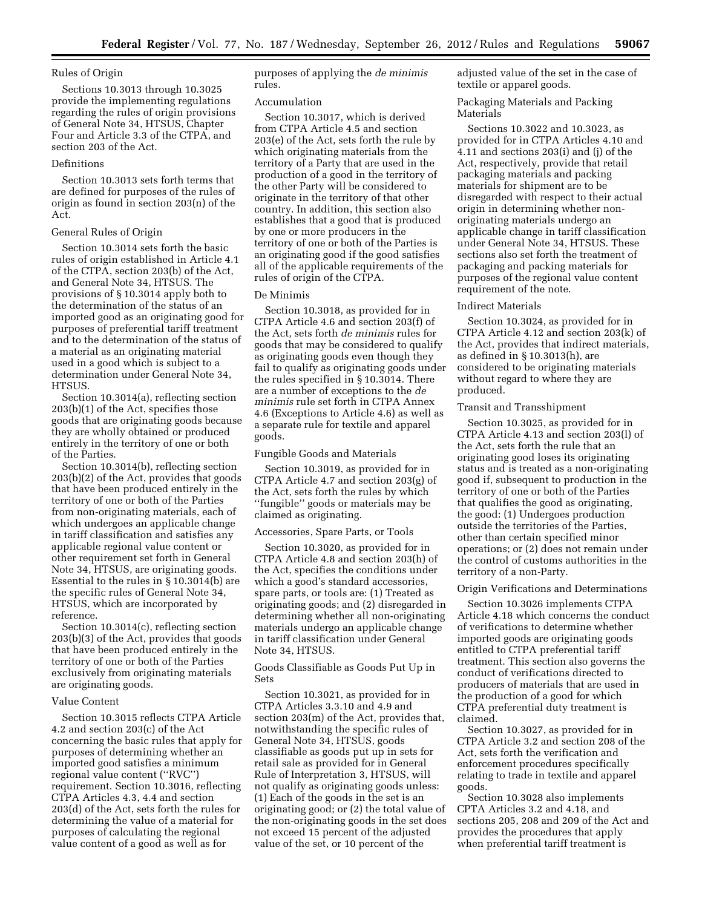### Rules of Origin

Sections 10.3013 through 10.3025 provide the implementing regulations regarding the rules of origin provisions of General Note 34, HTSUS, Chapter Four and Article 3.3 of the CTPA, and section 203 of the Act.

#### Definitions

Section 10.3013 sets forth terms that are defined for purposes of the rules of origin as found in section 203(n) of the Act.

#### General Rules of Origin

Section 10.3014 sets forth the basic rules of origin established in Article 4.1 of the CTPA, section 203(b) of the Act, and General Note 34, HTSUS. The provisions of § 10.3014 apply both to the determination of the status of an imported good as an originating good for purposes of preferential tariff treatment and to the determination of the status of a material as an originating material used in a good which is subject to a determination under General Note 34, HTSUS.

Section 10.3014(a), reflecting section 203(b)(1) of the Act, specifies those goods that are originating goods because they are wholly obtained or produced entirely in the territory of one or both of the Parties.

Section 10.3014(b), reflecting section 203(b)(2) of the Act, provides that goods that have been produced entirely in the territory of one or both of the Parties from non-originating materials, each of which undergoes an applicable change in tariff classification and satisfies any applicable regional value content or other requirement set forth in General Note 34, HTSUS, are originating goods. Essential to the rules in § 10.3014(b) are the specific rules of General Note 34, HTSUS, which are incorporated by reference.

Section 10.3014(c), reflecting section 203(b)(3) of the Act, provides that goods that have been produced entirely in the territory of one or both of the Parties exclusively from originating materials are originating goods.

#### Value Content

Section 10.3015 reflects CTPA Article 4.2 and section 203(c) of the Act concerning the basic rules that apply for purposes of determining whether an imported good satisfies a minimum regional value content (''RVC'') requirement. Section 10.3016, reflecting CTPA Articles 4.3, 4.4 and section 203(d) of the Act, sets forth the rules for determining the value of a material for purposes of calculating the regional value content of a good as well as for purposes of applying the *de minimis* rules.

#### Accumulation

Section 10.3017, which is derived from CTPA Article 4.5 and section 203(e) of the Act, sets forth the rule by which originating materials from the territory of a Party that are used in the production of a good in the territory of the other Party will be considered to originate in the territory of that other country. In addition, this section also establishes that a good that is produced by one or more producers in the territory of one or both of the Parties is an originating good if the good satisfies all of the applicable requirements of the rules of origin of the CTPA.

#### De Minimis

Section 10.3018, as provided for in CTPA Article 4.6 and section 203(f) of the Act, sets forth *de minimis* rules for goods that may be considered to qualify as originating goods even though they fail to qualify as originating goods under the rules specified in § 10.3014. There are a number of exceptions to the *de minimis* rule set forth in CTPA Annex 4.6 (Exceptions to Article 4.6) as well as a separate rule for textile and apparel goods.

#### Fungible Goods and Materials

Section 10.3019, as provided for in CTPA Article 4.7 and section 203(g) of the Act, sets forth the rules by which ''fungible'' goods or materials may be claimed as originating.

#### Accessories, Spare Parts, or Tools

Section 10.3020, as provided for in CTPA Article 4.8 and section 203(h) of the Act, specifies the conditions under which a good's standard accessories, spare parts, or tools are: (1) Treated as originating goods; and (2) disregarded in determining whether all non-originating materials undergo an applicable change in tariff classification under General Note 34, HTSUS.

#### Goods Classifiable as Goods Put Up in Sets

Section 10.3021, as provided for in CTPA Articles 3.3.10 and 4.9 and section 203(m) of the Act, provides that, notwithstanding the specific rules of General Note 34, HTSUS, goods classifiable as goods put up in sets for retail sale as provided for in General Rule of Interpretation 3, HTSUS, will not qualify as originating goods unless: (1) Each of the goods in the set is an originating good; or (2) the total value of the non-originating goods in the set does not exceed 15 percent of the adjusted value of the set, or 10 percent of the adjusted value of the set in the case of textile or apparel goods.

#### Packaging Materials and Packing Materials

Sections 10.3022 and 10.3023, as provided for in CTPA Articles 4.10 and 4.11 and sections 203(i) and (j) of the Act, respectively, provide that retail packaging materials and packing materials for shipment are to be disregarded with respect to their actual origin in determining whether non-originating materials undergo an applicable change in tariff classification under General Note 34, HTSUS. These sections also set forth the treatment of packaging and packing materials for purposes of the regional value content requirement of the note.

#### Indirect Materials

Section 10.3024, as provided for in CTPA Article 4.12 and section 203(k) of the Act, provides that indirect materials, as defined in § 10.3013(h), are considered to be originating materials without regard to where they are produced.

#### Transit and Transshipment

Section 10.3025, as provided for in CTPA Article 4.13 and section 203(l) of the Act, sets forth the rule that an originating good loses its originating status and is treated as a non-originating good if, subsequent to production in the territory of one or both of the Parties that qualifies the good as originating, the good: (1) Undergoes production outside the territories of the Parties, other than certain specified minor operations; or (2) does not remain under the control of customs authorities in the territory of a non-Party.

### Origin Verifications and Determinations

Section 10.3026 implements CTPA Article 4.18 which concerns the conduct of verifications to determine whether imported goods are originating goods entitled to CTPA preferential tariff treatment. This section also governs the conduct of verifications directed to producers of materials that are used in the production of a good for which CTPA preferential duty treatment is claimed.

Section 10.3027, as provided for in CTPA Article 3.2 and section 208 of the Act, sets forth the verification and enforcement procedures specifically relating to trade in textile and apparel goods.

Section 10.3028 also implements CPTA Articles 3.2 and 4.18, and sections 205, 208 and 209 of the Act and provides the procedures that apply when preferential tariff treatment is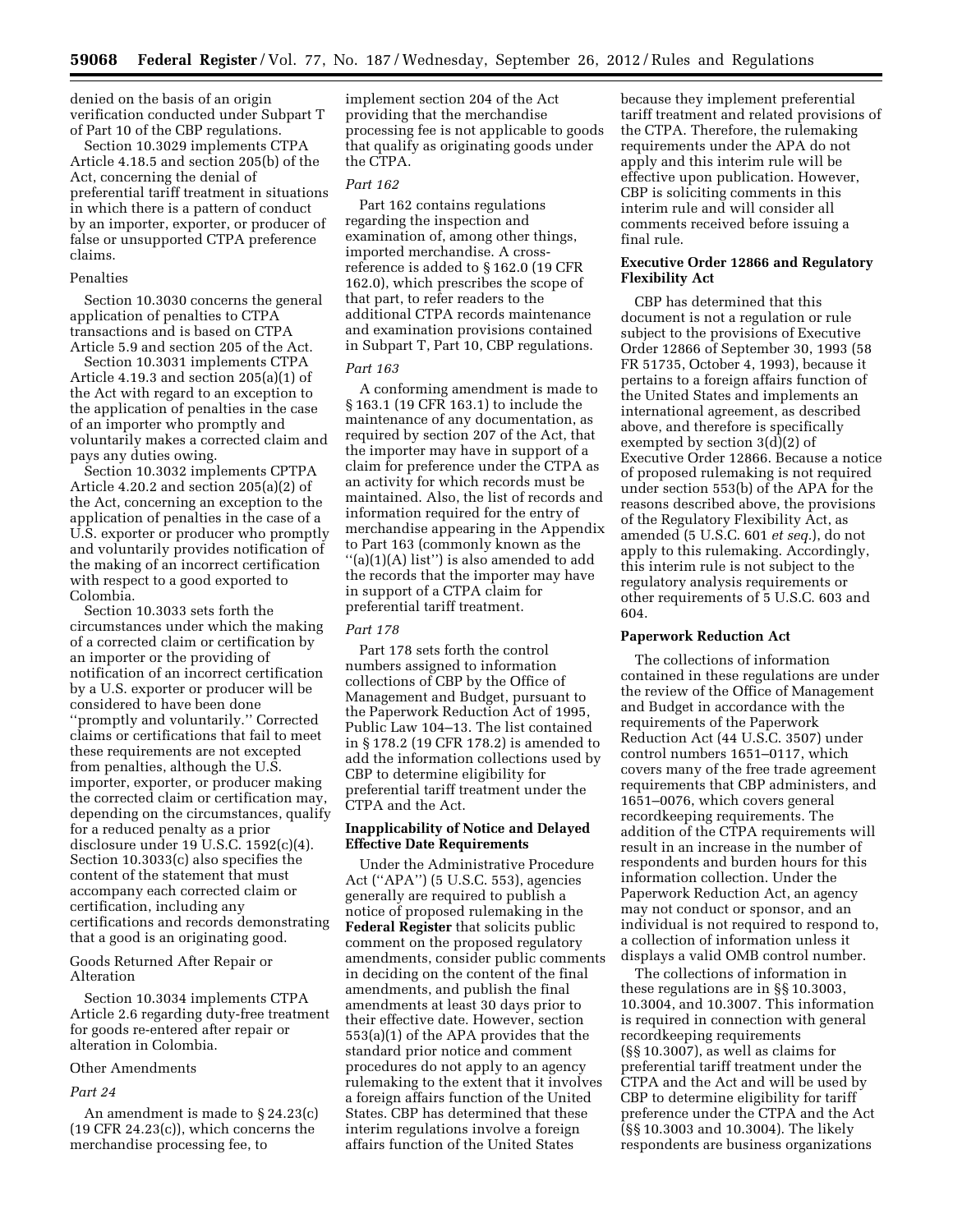denied on the basis of an origin verification conducted under Subpart T of Part 10 of the CBP regulations.

Section 10.3029 implements CTPA Article 4.18.5 and section 205(b) of the Act, concerning the denial of preferential tariff treatment in situations in which there is a pattern of conduct by an importer, exporter, or producer of false or unsupported CTPA preference claims.

Penalties

Section 10.3030 concerns the general application of penalties to CTPA transactions and is based on CTPA Article 5.9 and section 205 of the Act.

Section 10.3031 implements CTPA Article 4.19.3 and section 205(a)(1) of the Act with regard to an exception to the application of penalties in the case of an importer who promptly and voluntarily makes a corrected claim and pays any duties owing.

Section 10.3032 implements CPTPA Article 4.20.2 and section 205(a)(2) of the Act, concerning an exception to the application of penalties in the case of a U.S. exporter or producer who promptly and voluntarily provides notification of the making of an incorrect certification with respect to a good exported to Colombia.

Section 10.3033 sets forth the circumstances under which the making of a corrected claim or certification by an importer or the providing of notification of an incorrect certification by a U.S. exporter or producer will be considered to have been done ''promptly and voluntarily.'' Corrected claims or certifications that fail to meet these requirements are not excepted from penalties, although the U.S. importer, exporter, or producer making the corrected claim or certification may, depending on the circumstances, qualify for a reduced penalty as a prior disclosure under 19 U.S.C. 1592(c)(4). Section 10.3033(c) also specifies the content of the statement that must accompany each corrected claim or certification, including any certifications and records demonstrating that a good is an originating good.

Goods Returned After Repair or Alteration

Section 10.3034 implements CTPA Article 2.6 regarding duty-free treatment for goods re-entered after repair or alteration in Colombia.

Other Amendments

*Part 24*

An amendment is made to § 24.23(c) (19 CFR 24.23(c)), which concerns the merchandise processing fee, to implement section 204 of the Act providing that the merchandise processing fee is not applicable to goods that qualify as originating goods under the CTPA.

*Part 162*

Part 162 contains regulations regarding the inspection and examination of, among other things, imported merchandise. A cross-reference is added to § 162.0 (19 CFR 162.0), which prescribes the scope of that part, to refer readers to the additional CTPA records maintenance and examination provisions contained in Subpart T, Part 10, CBP regulations.

*Part 163*

A conforming amendment is made to § 163.1 (19 CFR 163.1) to include the maintenance of any documentation, as required by section 207 of the Act, that the importer may have in support of a claim for preference under the CTPA as an activity for which records must be maintained. Also, the list of records and information required for the entry of merchandise appearing in the Appendix to Part 163 (commonly known as the ''(a)(1)(A) list'') is also amended to add the records that the importer may have in support of a CTPA claim for preferential tariff treatment.

*Part 178*

Part 178 sets forth the control numbers assigned to information collections of CBP by the Office of Management and Budget, pursuant to the Paperwork Reduction Act of 1995, Public Law 104–13. The list contained in § 178.2 (19 CFR 178.2) is amended to add the information collections used by CBP to determine eligibility for preferential tariff treatment under the CTPA and the Act.

**Inapplicability of Notice and Delayed Effective Date Requirements**

Under the Administrative Procedure Act (''APA'') (5 U.S.C. 553), agencies generally are required to publish a notice of proposed rulemaking in the **Federal Register** that solicits public comment on the proposed regulatory amendments, consider public comments in deciding on the content of the final amendments, and publish the final amendments at least 30 days prior to their effective date. However, section 553(a)(1) of the APA provides that the standard prior notice and comment procedures do not apply to an agency rulemaking to the extent that it involves a foreign affairs function of the United States. CBP has determined that these interim regulations involve a foreign affairs function of the United States because they implement preferential tariff treatment and related provisions of the CTPA. Therefore, the rulemaking requirements under the APA do not apply and this interim rule will be effective upon publication. However, CBP is soliciting comments in this interim rule and will consider all comments received before issuing a final rule.

**Executive Order 12866 and Regulatory Flexibility Act**

CBP has determined that this document is not a regulation or rule subject to the provisions of Executive Order 12866 of September 30, 1993 (58 FR 51735, October 4, 1993), because it pertains to a foreign affairs function of the United States and implements an international agreement, as described above, and therefore is specifically exempted by section 3(d)(2) of Executive Order 12866. Because a notice of proposed rulemaking is not required under section 553(b) of the APA for the reasons described above, the provisions of the Regulatory Flexibility Act, as amended (5 U.S.C. 601 *et seq.*), do not apply to this rulemaking. Accordingly, this interim rule is not subject to the regulatory analysis requirements or other requirements of 5 U.S.C. 603 and 604.

**Paperwork Reduction Act**

The collections of information contained in these regulations are under the review of the Office of Management and Budget in accordance with the requirements of the Paperwork Reduction Act (44 U.S.C. 3507) under control numbers 1651–0117, which covers many of the free trade agreement requirements that CBP administers, and 1651–0076, which covers general recordkeeping requirements. The addition of the CTPA requirements will result in an increase in the number of respondents and burden hours for this information collection. Under the Paperwork Reduction Act, an agency may not conduct or sponsor, and an individual is not required to respond to, a collection of information unless it displays a valid OMB control number.

The collections of information in these regulations are in §§ 10.3003, 10.3004, and 10.3007. This information is required in connection with general recordkeeping requirements (§§ 10.3007), as well as claims for preferential tariff treatment under the CTPA and the Act and will be used by CBP to determine eligibility for tariff preference under the CTPA and the Act (§§ 10.3003 and 10.3004). The likely respondents are business organizations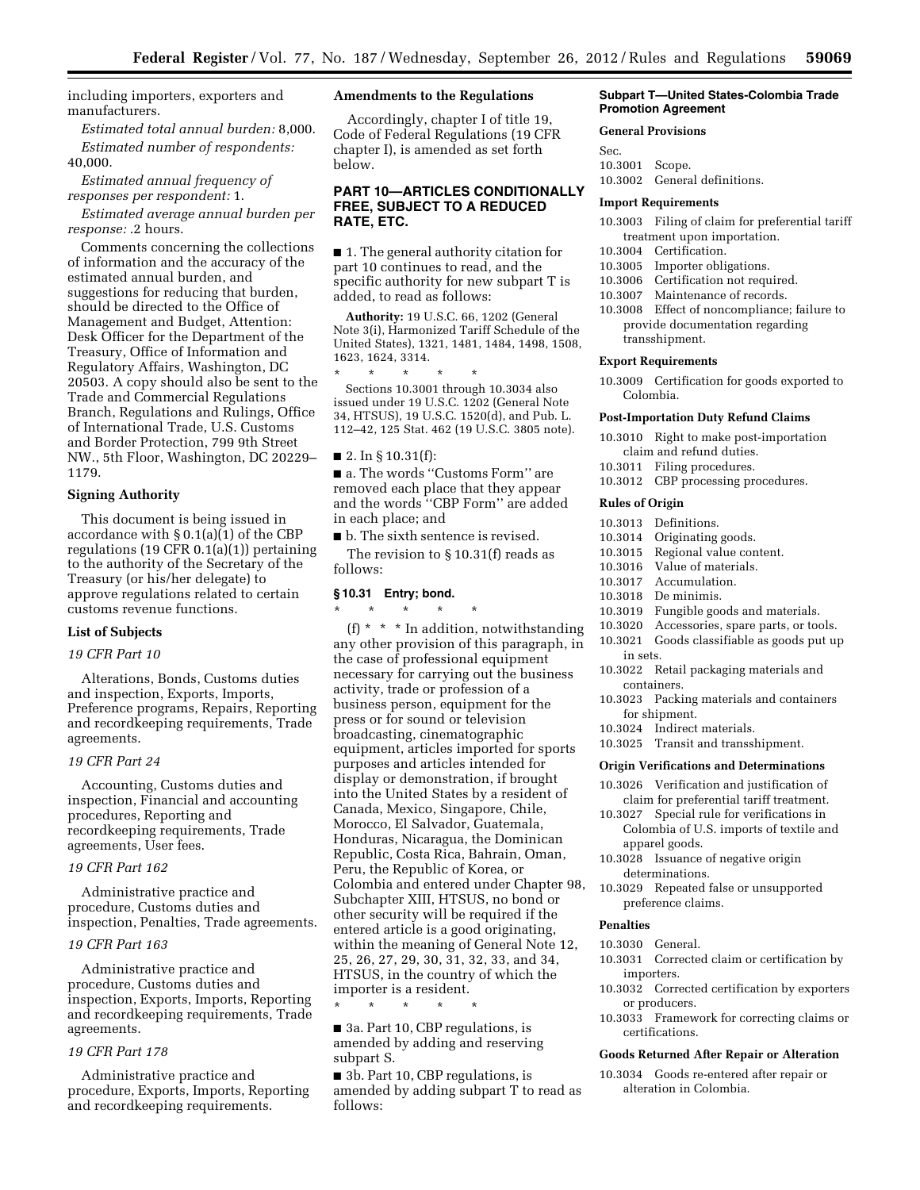including importers, exporters and manufacturers.

*Estimated total annual burden:* 8,000.

*Estimated number of respondents:* 40,000.

*Estimated annual frequency of responses per respondent:* 1.

*Estimated average annual burden per response:* .2 hours.

Comments concerning the collections of information and the accuracy of the estimated annual burden, and suggestions for reducing that burden, should be directed to the Office of Management and Budget, Attention: Desk Officer for the Department of the Treasury, Office of Information and Regulatory Affairs, Washington, DC 20503. A copy should also be sent to the Trade and Commercial Regulations Branch, Regulations and Rulings, Office of International Trade, U.S. Customs and Border Protection, 799 9th Street NW., 5th Floor, Washington, DC 20229–1179.

### Signing Authority

This document is being issued in accordance with § 0.1(a)(1) of the CBP regulations (19 CFR 0.1(a)(1)) pertaining to the authority of the Secretary of the Treasury (or his/her delegate) to approve regulations related to certain customs revenue functions.

### List of Subjects

*19 CFR Part 10*

Alterations, Bonds, Customs duties and inspection, Exports, Imports, Preference programs, Repairs, Reporting and recordkeeping requirements, Trade agreements.

*19 CFR Part 24*

Accounting, Customs duties and inspection, Financial and accounting procedures, Reporting and recordkeeping requirements, Trade agreements, User fees.

*19 CFR Part 162*

Administrative practice and procedure, Customs duties and inspection, Penalties, Trade agreements.

*19 CFR Part 163*

Administrative practice and procedure, Customs duties and inspection, Exports, Imports, Reporting and recordkeeping requirements, Trade agreements.

*19 CFR Part 178*

Administrative practice and procedure, Exports, Imports, Reporting and recordkeeping requirements.

### Amendments to the Regulations

Accordingly, chapter I of title 19, Code of Federal Regulations (19 CFR chapter I), is amended as set forth below.

## PART 10—ARTICLES CONDITIONALLY FREE, SUBJECT TO A REDUCED RATE, ETC.

■ 1. The general authority citation for part 10 continues to read, and the specific authority for new subpart T is added, to read as follows:

**Authority:** 19 U.S.C. 66, 1202 (General Note 3(i), Harmonized Tariff Schedule of the United States), 1321, 1481, 1484, 1498, 1508, 1623, 1624, 3314.

\* \* \* \* \*

Sections 10.3001 through 10.3034 also issued under 19 U.S.C. 1202 (General Note 34, HTSUS), 19 U.S.C. 1520(d), and Pub. L. 112–42, 125 Stat. 462 (19 U.S.C. 3805 note).

■ 2. In § 10.31(f):

■ a. The words ''Customs Form'' are removed each place that they appear and the words ''CBP Form'' are added in each place; and

■ b. The sixth sentence is revised.

The revision to § 10.31(f) reads as follows:

### § 10.31 Entry; bond.

\* \* \* \* \*

(f) \* \* \* In addition, notwithstanding any other provision of this paragraph, in the case of professional equipment necessary for carrying out the business activity, trade or profession of a business person, equipment for the press or for sound or television broadcasting, cinematographic equipment, articles imported for sports purposes and articles intended for display or demonstration, if brought into the United States by a resident of Canada, Mexico, Singapore, Chile, Morocco, El Salvador, Guatemala, Honduras, Nicaragua, the Dominican Republic, Costa Rica, Bahrain, Oman, Peru, the Republic of Korea, or Colombia and entered under Chapter 98, Subchapter XIII, HTSUS, no bond or other security will be required if the entered article is a good originating, within the meaning of General Note 12, 25, 26, 27, 29, 30, 31, 32, 33, and 34, HTSUS, in the country of which the importer is a resident.

\* \* \* \* \*

■ 3a. Part 10, CBP regulations, is amended by adding and reserving subpart S.

■ 3b. Part 10, CBP regulations, is amended by adding subpart T to read as follows:

## Subpart T—United States-Colombia Trade Promotion Agreement

#### General Provisions

Sec.
10.3001 Scope.
10.3002 General definitions.

#### Import Requirements

10.3003 Filing of claim for preferential tariff treatment upon importation.
10.3004 Certification.
10.3005 Importer obligations.
10.3006 Certification not required.
10.3007 Maintenance of records.
10.3008 Effect of noncompliance; failure to provide documentation regarding transshipment.

#### Export Requirements

10.3009 Certification for goods exported to Colombia.

#### Post-Importation Duty Refund Claims

10.3010 Right to make post-importation claim and refund duties.
10.3011 Filing procedures.
10.3012 CBP processing procedures.

#### Rules of Origin

10.3013 Definitions.
10.3014 Originating goods.
10.3015 Regional value content.
10.3016 Value of materials.
10.3017 Accumulation.
10.3018 De minimis.
10.3019 Fungible goods and materials.
10.3020 Accessories, spare parts, or tools.
10.3021 Goods classifiable as goods put up in sets.
10.3022 Retail packaging materials and containers.
10.3023 Packing materials and containers for shipment.
10.3024 Indirect materials.
10.3025 Transit and transshipment.

#### Origin Verifications and Determinations

10.3026 Verification and justification of claim for preferential tariff treatment.
10.3027 Special rule for verifications in Colombia of U.S. imports of textile and apparel goods.
10.3028 Issuance of negative origin determinations.
10.3029 Repeated false or unsupported preference claims.

#### Penalties

10.3030 General.
10.3031 Corrected claim or certification by importers.
10.3032 Corrected certification by exporters or producers.
10.3033 Framework for correcting claims or certifications.

#### Goods Returned After Repair or Alteration

10.3034 Goods re-entered after repair or alteration in Colombia.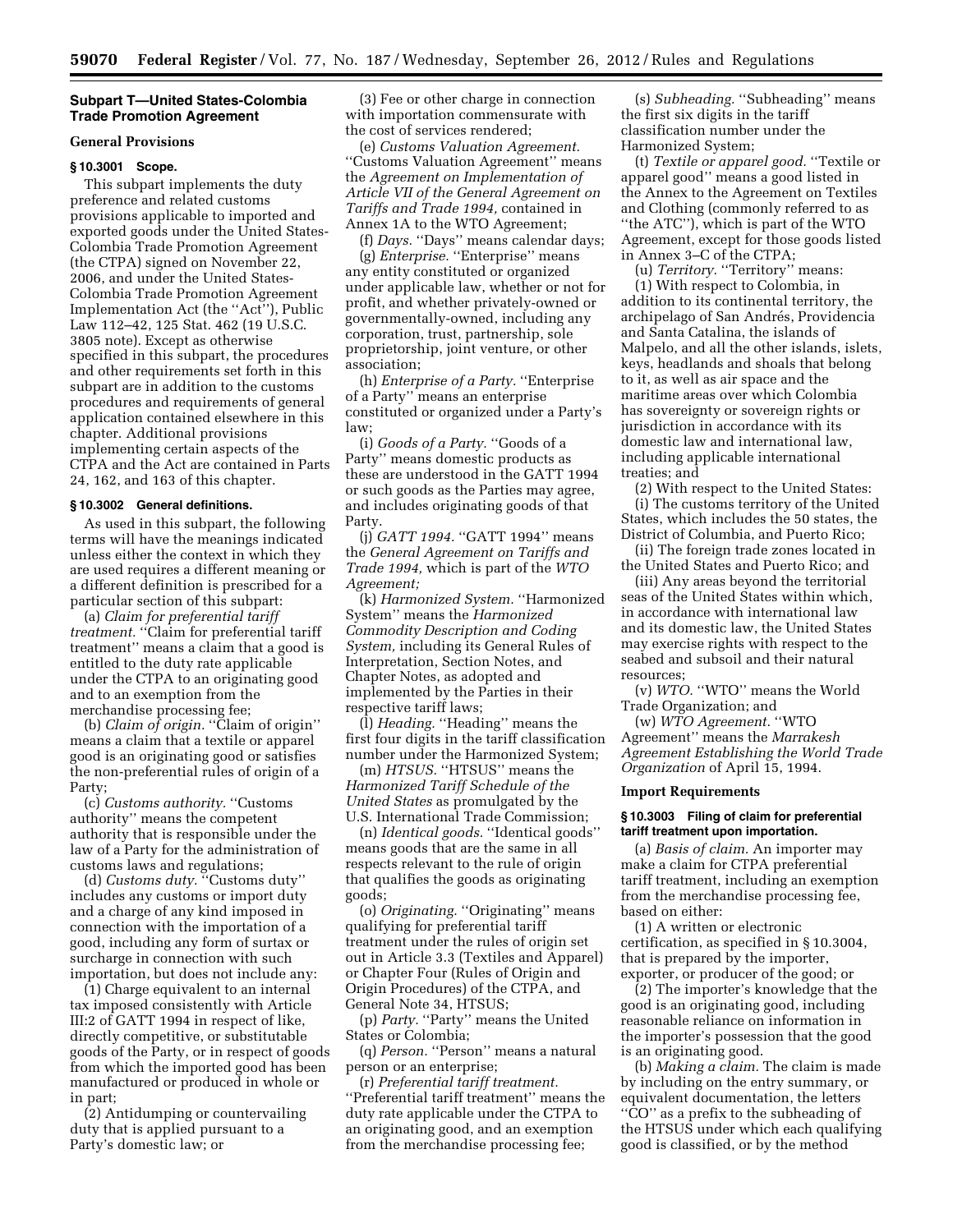### Subpart T—United States-Colombia Trade Promotion Agreement

#### General Provisions

#### § 10.3001 Scope.

This subpart implements the duty preference and related customs provisions applicable to imported and exported goods under the United States-Colombia Trade Promotion Agreement (the CTPA) signed on November 22, 2006, and under the United States-Colombia Trade Promotion Agreement Implementation Act (the ''Act''), Public Law 112–42, 125 Stat. 462 (19 U.S.C. 3805 note). Except as otherwise specified in this subpart, the procedures and other requirements set forth in this subpart are in addition to the customs procedures and requirements of general application contained elsewhere in this chapter. Additional provisions implementing certain aspects of the CTPA and the Act are contained in Parts 24, 162, and 163 of this chapter.

#### § 10.3002 General definitions.

As used in this subpart, the following terms will have the meanings indicated unless either the context in which they are used requires a different meaning or a different definition is prescribed for a particular section of this subpart:

(a) *Claim for preferential tariff treatment.* ''Claim for preferential tariff treatment'' means a claim that a good is entitled to the duty rate applicable under the CTPA to an originating good and to an exemption from the merchandise processing fee;

(b) *Claim of origin.* ''Claim of origin'' means a claim that a textile or apparel good is an originating good or satisfies the non-preferential rules of origin of a Party;

(c) *Customs authority.* ''Customs authority'' means the competent authority that is responsible under the law of a Party for the administration of customs laws and regulations;

(d) *Customs duty.* ''Customs duty'' includes any customs or import duty and a charge of any kind imposed in connection with the importation of a good, including any form of surtax or surcharge in connection with such importation, but does not include any:

(1) Charge equivalent to an internal tax imposed consistently with Article III:2 of GATT 1994 in respect of like, directly competitive, or substitutable goods of the Party, or in respect of goods from which the imported good has been manufactured or produced in whole or in part;

(2) Antidumping or countervailing duty that is applied pursuant to a Party's domestic law; or

(3) Fee or other charge in connection with importation commensurate with the cost of services rendered;

(e) *Customs Valuation Agreement.* ''Customs Valuation Agreement'' means the *Agreement on Implementation of Article VII of the General Agreement on Tariffs and Trade 1994,* contained in Annex 1A to the WTO Agreement;

(f) *Days.* ''Days'' means calendar days;

(g) *Enterprise.* ''Enterprise'' means any entity constituted or organized under applicable law, whether or not for profit, and whether privately-owned or governmentally-owned, including any corporation, trust, partnership, sole proprietorship, joint venture, or other association;

(h) *Enterprise of a Party.* ''Enterprise of a Party'' means an enterprise constituted or organized under a Party's law;

(i) *Goods of a Party.* ''Goods of a Party'' means domestic products as these are understood in the GATT 1994 or such goods as the Parties may agree, and includes originating goods of that Party.

(j) *GATT 1994.* ''GATT 1994'' means the *General Agreement on Tariffs and Trade 1994,* which is part of the *WTO Agreement;*

(k) *Harmonized System.* ''Harmonized System'' means the *Harmonized Commodity Description and Coding System,* including its General Rules of Interpretation, Section Notes, and Chapter Notes, as adopted and implemented by the Parties in their respective tariff laws;

(l) *Heading.* ''Heading'' means the first four digits in the tariff classification number under the Harmonized System;

(m) *HTSUS.* ''HTSUS'' means the *Harmonized Tariff Schedule of the United States* as promulgated by the U.S. International Trade Commission;

(n) *Identical goods.* ''Identical goods'' means goods that are the same in all respects relevant to the rule of origin that qualifies the goods as originating goods;

(o) *Originating.* ''Originating'' means qualifying for preferential tariff treatment under the rules of origin set out in Article 3.3 (Textiles and Apparel) or Chapter Four (Rules of Origin and Origin Procedures) of the CTPA, and General Note 34, HTSUS;

(p) *Party.* ''Party'' means the United States or Colombia;

(q) *Person.* ''Person'' means a natural person or an enterprise;

(r) *Preferential tariff treatment.* ''Preferential tariff treatment'' means the duty rate applicable under the CTPA to an originating good, and an exemption from the merchandise processing fee;

(s) *Subheading.* ''Subheading'' means the first six digits in the tariff classification number under the Harmonized System;

(t) *Textile or apparel good.* ''Textile or apparel good'' means a good listed in the Annex to the Agreement on Textiles and Clothing (commonly referred to as ''the ATC''), which is part of the WTO Agreement, except for those goods listed in Annex 3–C of the CTPA;

(u) *Territory.* ''Territory'' means:

(1) With respect to Colombia, in addition to its continental territory, the archipelago of San Andrés, Providencia and Santa Catalina, the islands of Malpelo, and all the other islands, islets, keys, headlands and shoals that belong to it, as well as air space and the maritime areas over which Colombia has sovereignty or sovereign rights or jurisdiction in accordance with its domestic law and international law, including applicable international treaties; and

(2) With respect to the United States:

(i) The customs territory of the United States, which includes the 50 states, the District of Columbia, and Puerto Rico;

(ii) The foreign trade zones located in the United States and Puerto Rico; and

(iii) Any areas beyond the territorial seas of the United States within which, in accordance with international law and its domestic law, the United States may exercise rights with respect to the seabed and subsoil and their natural resources;

(v) *WTO.* ''WTO'' means the World Trade Organization; and

(w) *WTO Agreement.* ''WTO Agreement'' means the *Marrakesh Agreement Establishing the World Trade Organization* of April 15, 1994.

#### Import Requirements

#### § 10.3003 Filing of claim for preferential tariff treatment upon importation.

(a) *Basis of claim.* An importer may make a claim for CTPA preferential tariff treatment, including an exemption from the merchandise processing fee, based on either:

(1) A written or electronic certification, as specified in § 10.3004, that is prepared by the importer, exporter, or producer of the good; or

(2) The importer's knowledge that the good is an originating good, including reasonable reliance on information in the importer's possession that the good is an originating good.

(b) *Making a claim.* The claim is made by including on the entry summary, or equivalent documentation, the letters ''CO'' as a prefix to the subheading of the HTSUS under which each qualifying good is classified, or by the method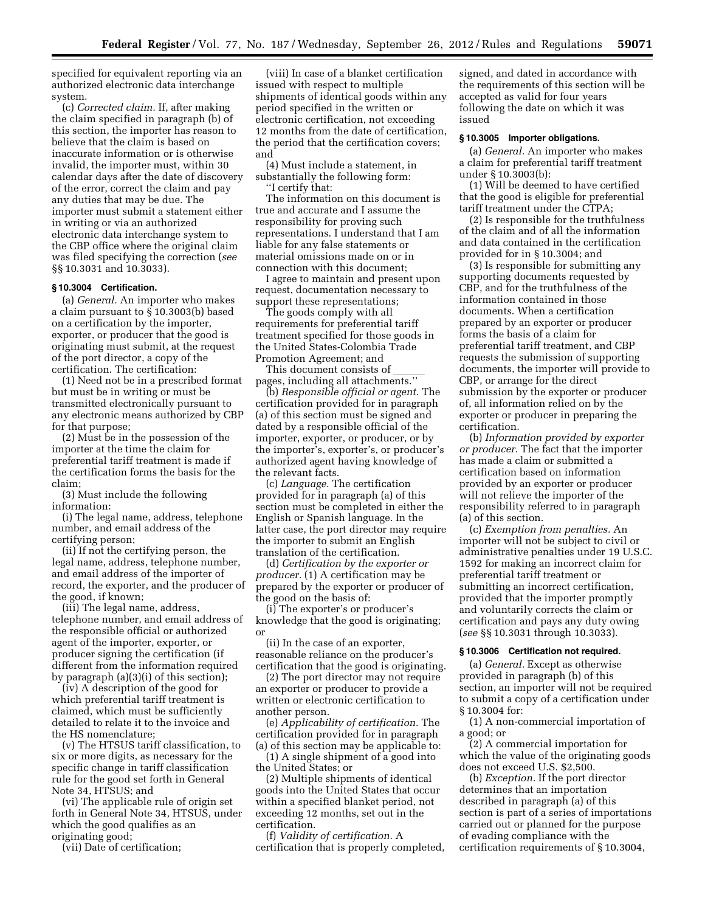specified for equivalent reporting via an authorized electronic data interchange system.

(c) *Corrected claim.* If, after making the claim specified in paragraph (b) of this section, the importer has reason to believe that the claim is based on inaccurate information or is otherwise invalid, the importer must, within 30 calendar days after the date of discovery of the error, correct the claim and pay any duties that may be due. The importer must submit a statement either in writing or via an authorized electronic data interchange system to the CBP office where the original claim was filed specifying the correction (*see* §§ 10.3031 and 10.3033).

### § 10.3004 Certification.

(a) *General.* An importer who makes a claim pursuant to § 10.3003(b) based on a certification by the importer, exporter, or producer that the good is originating must submit, at the request of the port director, a copy of the certification. The certification:

(1) Need not be in a prescribed format but must be in writing or must be transmitted electronically pursuant to any electronic means authorized by CBP for that purpose;

(2) Must be in the possession of the importer at the time the claim for preferential tariff treatment is made if the certification forms the basis for the claim;

(3) Must include the following information:

(i) The legal name, address, telephone number, and email address of the certifying person;

(ii) If not the certifying person, the legal name, address, telephone number, and email address of the importer of record, the exporter, and the producer of the good, if known;

(iii) The legal name, address, telephone number, and email address of the responsible official or authorized agent of the importer, exporter, or producer signing the certification (if different from the information required by paragraph (a)(3)(i) of this section);

(iv) A description of the good for which preferential tariff treatment is claimed, which must be sufficiently detailed to relate it to the invoice and the HS nomenclature;

(v) The HTSUS tariff classification, to six or more digits, as necessary for the specific change in tariff classification rule for the good set forth in General Note 34, HTSUS; and

(vi) The applicable rule of origin set forth in General Note 34, HTSUS, under which the good qualifies as an originating good;

(vii) Date of certification;

(viii) In case of a blanket certification issued with respect to multiple shipments of identical goods within any period specified in the written or electronic certification, not exceeding 12 months from the date of certification, the period that the certification covers; and

(4) Must include a statement, in substantially the following form:

''I certify that:

The information on this document is true and accurate and I assume the responsibility for proving such representations. I understand that I am liable for any false statements or material omissions made on or in connection with this document;

I agree to maintain and present upon request, documentation necessary to support these representations;

The goods comply with all requirements for preferential tariff treatment specified for those goods in the United States-Colombia Trade Promotion Agreement; and

This document consists of \_\_\_\_\_\_ pages, including all attachments.''

(b) *Responsible official or agent.* The certification provided for in paragraph (a) of this section must be signed and dated by a responsible official of the importer, exporter, or producer, or by the importer's, exporter's, or producer's authorized agent having knowledge of the relevant facts.

(c) *Language.* The certification provided for in paragraph (a) of this section must be completed in either the English or Spanish language. In the latter case, the port director may require the importer to submit an English translation of the certification.

(d) *Certification by the exporter or producer.* (1) A certification may be prepared by the exporter or producer of the good on the basis of:

(i) The exporter's or producer's knowledge that the good is originating; or

(ii) In the case of an exporter, reasonable reliance on the producer's certification that the good is originating.

(2) The port director may not require an exporter or producer to provide a written or electronic certification to another person.

(e) *Applicability of certification.* The certification provided for in paragraph (a) of this section may be applicable to:

(1) A single shipment of a good into the United States; or

(2) Multiple shipments of identical goods into the United States that occur within a specified blanket period, not exceeding 12 months, set out in the certification.

(f) *Validity of certification.* A certification that is properly completed, signed, and dated in accordance with the requirements of this section will be accepted as valid for four years following the date on which it was issued

### § 10.3005 Importer obligations.

(a) *General.* An importer who makes a claim for preferential tariff treatment under § 10.3003(b):

(1) Will be deemed to have certified that the good is eligible for preferential tariff treatment under the CTPA;

(2) Is responsible for the truthfulness of the claim and of all the information and data contained in the certification provided for in § 10.3004; and

(3) Is responsible for submitting any supporting documents requested by CBP, and for the truthfulness of the information contained in those documents. When a certification prepared by an exporter or producer forms the basis of a claim for preferential tariff treatment, and CBP requests the submission of supporting documents, the importer will provide to CBP, or arrange for the direct submission by the exporter or producer of, all information relied on by the exporter or producer in preparing the certification.

(b) *Information provided by exporter or producer.* The fact that the importer has made a claim or submitted a certification based on information provided by an exporter or producer will not relieve the importer of the responsibility referred to in paragraph (a) of this section.

(c) *Exemption from penalties.* An importer will not be subject to civil or administrative penalties under 19 U.S.C. 1592 for making an incorrect claim for preferential tariff treatment or submitting an incorrect certification, provided that the importer promptly and voluntarily corrects the claim or certification and pays any duty owing (*see* §§ 10.3031 through 10.3033).

### § 10.3006 Certification not required.

(a) *General.* Except as otherwise provided in paragraph (b) of this section, an importer will not be required to submit a copy of a certification under § 10.3004 for:

(1) A non-commercial importation of a good; or

(2) A commercial importation for which the value of the originating goods does not exceed U.S. $2,500.

(b) *Exception.* If the port director determines that an importation described in paragraph (a) of this section is part of a series of importations carried out or planned for the purpose of evading compliance with the certification requirements of § 10.3004,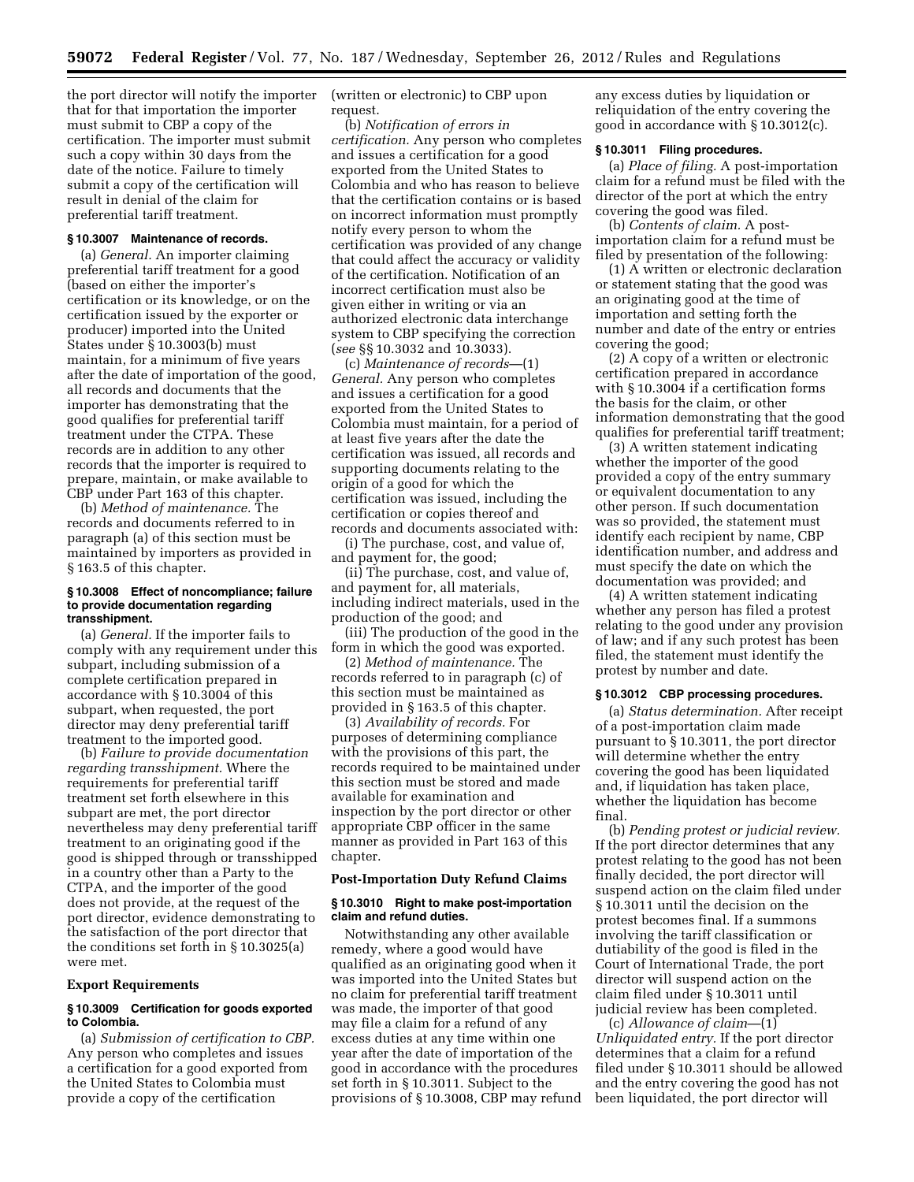the port director will notify the importer that for that importation the importer must submit to CBP a copy of the certification. The importer must submit such a copy within 30 days from the date of the notice. Failure to timely submit a copy of the certification will result in denial of the claim for preferential tariff treatment.

### § 10.3007 Maintenance of records.

(a) *General.* An importer claiming preferential tariff treatment for a good (based on either the importer's certification or its knowledge, or on the certification issued by the exporter or producer) imported into the United States under § 10.3003(b) must maintain, for a minimum of five years after the date of importation of the good, all records and documents that the importer has demonstrating that the good qualifies for preferential tariff treatment under the CTPA. These records are in addition to any other records that the importer is required to prepare, maintain, or make available to CBP under Part 163 of this chapter.

(b) *Method of maintenance.* The records and documents referred to in paragraph (a) of this section must be maintained by importers as provided in § 163.5 of this chapter.

### § 10.3008 Effect of noncompliance; failure to provide documentation regarding transshipment.

(a) *General.* If the importer fails to comply with any requirement under this subpart, including submission of a complete certification prepared in accordance with § 10.3004 of this subpart, when requested, the port director may deny preferential tariff treatment to the imported good.

(b) *Failure to provide documentation regarding transshipment.* Where the requirements for preferential tariff treatment set forth elsewhere in this subpart are met, the port director nevertheless may deny preferential tariff treatment to an originating good if the good is shipped through or transshipped in a country other than a Party to the CTPA, and the importer of the good does not provide, at the request of the port director, evidence demonstrating to the satisfaction of the port director that the conditions set forth in § 10.3025(a) were met.

## Export Requirements

### § 10.3009 Certification for goods exported to Colombia.

(a) *Submission of certification to CBP.* Any person who completes and issues a certification for a good exported from the United States to Colombia must provide a copy of the certification (written or electronic) to CBP upon request.

(b) *Notification of errors in certification.* Any person who completes and issues a certification for a good exported from the United States to Colombia and who has reason to believe that the certification contains or is based on incorrect information must promptly notify every person to whom the certification was provided of any change that could affect the accuracy or validity of the certification. Notification of an incorrect certification must also be given either in writing or via an authorized electronic data interchange system to CBP specifying the correction (*see* §§ 10.3032 and 10.3033).

(c) *Maintenance of records*—(1) *General.* Any person who completes and issues a certification for a good exported from the United States to Colombia must maintain, for a period of at least five years after the date the certification was issued, all records and supporting documents relating to the origin of a good for which the certification was issued, including the certification or copies thereof and records and documents associated with:

(i) The purchase, cost, and value of, and payment for, the good;

(ii) The purchase, cost, and value of, and payment for, all materials, including indirect materials, used in the production of the good; and

(iii) The production of the good in the form in which the good was exported.

(2) *Method of maintenance.* The records referred to in paragraph (c) of this section must be maintained as provided in § 163.5 of this chapter.

(3) *Availability of records.* For purposes of determining compliance with the provisions of this part, the records required to be maintained under this section must be stored and made available for examination and inspection by the port director or other appropriate CBP officer in the same manner as provided in Part 163 of this chapter.

## Post-Importation Duty Refund Claims

### § 10.3010 Right to make post-importation claim and refund duties.

Notwithstanding any other available remedy, where a good would have qualified as an originating good when it was imported into the United States but no claim for preferential tariff treatment was made, the importer of that good may file a claim for a refund of any excess duties at any time within one year after the date of importation of the good in accordance with the procedures set forth in § 10.3011. Subject to the provisions of § 10.3008, CBP may refund any excess duties by liquidation or reliquidation of the entry covering the good in accordance with § 10.3012(c).

### § 10.3011 Filing procedures.

(a) *Place of filing.* A post-importation claim for a refund must be filed with the director of the port at which the entry covering the good was filed.

(b) *Contents of claim.* A post-importation claim for a refund must be filed by presentation of the following:

(1) A written or electronic declaration or statement stating that the good was an originating good at the time of importation and setting forth the number and date of the entry or entries covering the good;

(2) A copy of a written or electronic certification prepared in accordance with § 10.3004 if a certification forms the basis for the claim, or other information demonstrating that the good qualifies for preferential tariff treatment;

(3) A written statement indicating whether the importer of the good provided a copy of the entry summary or equivalent documentation to any other person. If such documentation was so provided, the statement must identify each recipient by name, CBP identification number, and address and must specify the date on which the documentation was provided; and

(4) A written statement indicating whether any person has filed a protest relating to the good under any provision of law; and if any such protest has been filed, the statement must identify the protest by number and date.

### § 10.3012 CBP processing procedures.

(a) *Status determination.* After receipt of a post-importation claim made pursuant to § 10.3011, the port director will determine whether the entry covering the good has been liquidated and, if liquidation has taken place, whether the liquidation has become final.

(b) *Pending protest or judicial review.* If the port director determines that any protest relating to the good has not been finally decided, the port director will suspend action on the claim filed under § 10.3011 until the decision on the protest becomes final. If a summons involving the tariff classification or dutiability of the good is filed in the Court of International Trade, the port director will suspend action on the claim filed under § 10.3011 until judicial review has been completed.

(c) *Allowance of claim*—(1) *Unliquidated entry.* If the port director determines that a claim for a refund filed under § 10.3011 should be allowed and the entry covering the good has not been liquidated, the port director will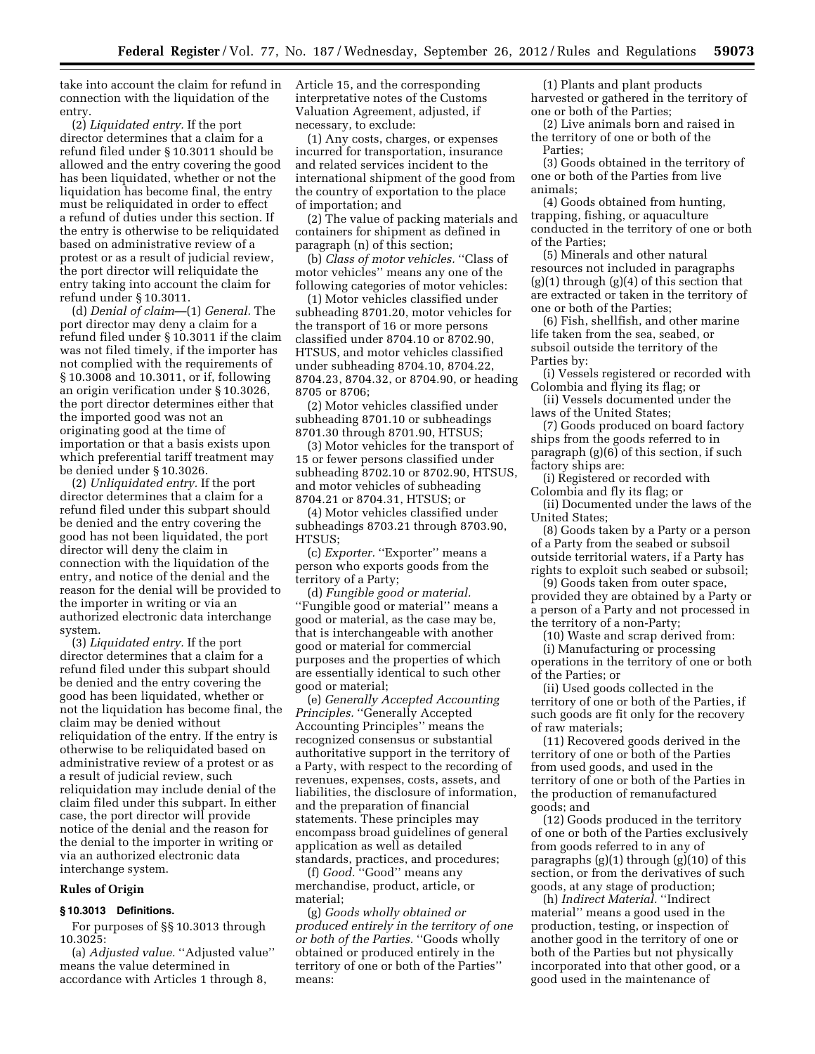take into account the claim for refund in connection with the liquidation of the entry.

(2) *Liquidated entry.* If the port director determines that a claim for a refund filed under § 10.3011 should be allowed and the entry covering the good has been liquidated, whether or not the liquidation has become final, the entry must be reliquidated in order to effect a refund of duties under this section. If the entry is otherwise to be reliquidated based on administrative review of a protest or as a result of judicial review, the port director will reliquidate the entry taking into account the claim for refund under § 10.3011.

(d) *Denial of claim*—(1) *General.* The port director may deny a claim for a refund filed under § 10.3011 if the claim was not filed timely, if the importer has not complied with the requirements of § 10.3008 and 10.3011, or if, following an origin verification under § 10.3026, the port director determines either that the imported good was not an originating good at the time of importation or that a basis exists upon which preferential tariff treatment may be denied under § 10.3026.

(2) *Unliquidated entry.* If the port director determines that a claim for a refund filed under this subpart should be denied and the entry covering the good has not been liquidated, the port director will deny the claim in connection with the liquidation of the entry, and notice of the denial and the reason for the denial will be provided to the importer in writing or via an authorized electronic data interchange system.

(3) *Liquidated entry.* If the port director determines that a claim for a refund filed under this subpart should be denied and the entry covering the good has been liquidated, whether or not the liquidation has become final, the claim may be denied without reliquidation of the entry. If the entry is otherwise to be reliquidated based on administrative review of a protest or as a result of judicial review, such reliquidation may include denial of the claim filed under this subpart. In either case, the port director will provide notice of the denial and the reason for the denial to the importer in writing or via an authorized electronic data interchange system.

## Rules of Origin

### § 10.3013 Definitions.

For purposes of §§ 10.3013 through 10.3025:

(a) *Adjusted value.* ''Adjusted value'' means the value determined in accordance with Articles 1 through 8, Article 15, and the corresponding interpretative notes of the Customs Valuation Agreement, adjusted, if necessary, to exclude:

(1) Any costs, charges, or expenses incurred for transportation, insurance and related services incident to the international shipment of the good from the country of exportation to the place of importation; and

(2) The value of packing materials and containers for shipment as defined in paragraph (n) of this section;

(b) *Class of motor vehicles.* ''Class of motor vehicles'' means any one of the following categories of motor vehicles:

(1) Motor vehicles classified under subheading 8701.20, motor vehicles for the transport of 16 or more persons classified under 8704.10 or 8702.90, HTSUS, and motor vehicles classified under subheading 8704.10, 8704.22, 8704.23, 8704.32, or 8704.90, or heading 8705 or 8706;

(2) Motor vehicles classified under subheading 8701.10 or subheadings 8701.30 through 8701.90, HTSUS;

(3) Motor vehicles for the transport of 15 or fewer persons classified under subheading 8702.10 or 8702.90, HTSUS, and motor vehicles of subheading 8704.21 or 8704.31, HTSUS; or

(4) Motor vehicles classified under subheadings 8703.21 through 8703.90, HTSUS;

(c) *Exporter.* ''Exporter'' means a person who exports goods from the territory of a Party;

(d) *Fungible good or material.* ''Fungible good or material'' means a good or material, as the case may be, that is interchangeable with another good or material for commercial purposes and the properties of which are essentially identical to such other good or material;

(e) *Generally Accepted Accounting Principles.* ''Generally Accepted Accounting Principles'' means the recognized consensus or substantial authoritative support in the territory of a Party, with respect to the recording of revenues, expenses, costs, assets, and liabilities, the disclosure of information, and the preparation of financial statements. These principles may encompass broad guidelines of general application as well as detailed standards, practices, and procedures;

(f) *Good.* ''Good'' means any merchandise, product, article, or material;

(g) *Goods wholly obtained or produced entirely in the territory of one or both of the Parties.* ''Goods wholly obtained or produced entirely in the territory of one or both of the Parties'' means:

(1) Plants and plant products harvested or gathered in the territory of one or both of the Parties;

(2) Live animals born and raised in the territory of one or both of the Parties;

(3) Goods obtained in the territory of one or both of the Parties from live animals;

(4) Goods obtained from hunting, trapping, fishing, or aquaculture conducted in the territory of one or both of the Parties;

(5) Minerals and other natural resources not included in paragraphs (g)(1) through (g)(4) of this section that are extracted or taken in the territory of one or both of the Parties;

(6) Fish, shellfish, and other marine life taken from the sea, seabed, or subsoil outside the territory of the Parties by:

(i) Vessels registered or recorded with Colombia and flying its flag; or

(ii) Vessels documented under the laws of the United States;

(7) Goods produced on board factory ships from the goods referred to in paragraph (g)(6) of this section, if such factory ships are:

(i) Registered or recorded with Colombia and fly its flag; or

(ii) Documented under the laws of the United States;

(8) Goods taken by a Party or a person of a Party from the seabed or subsoil outside territorial waters, if a Party has rights to exploit such seabed or subsoil;

(9) Goods taken from outer space, provided they are obtained by a Party or a person of a Party and not processed in the territory of a non-Party;

(10) Waste and scrap derived from:

(i) Manufacturing or processing operations in the territory of one or both of the Parties; or

(ii) Used goods collected in the territory of one or both of the Parties, if such goods are fit only for the recovery of raw materials;

(11) Recovered goods derived in the territory of one or both of the Parties from used goods, and used in the territory of one or both of the Parties in the production of remanufactured goods; and

(12) Goods produced in the territory of one or both of the Parties exclusively from goods referred to in any of paragraphs (g)(1) through (g)(10) of this section, or from the derivatives of such goods, at any stage of production;

(h) *Indirect Material.* ''Indirect material'' means a good used in the production, testing, or inspection of another good in the territory of one or both of the Parties but not physically incorporated into that other good, or a good used in the maintenance of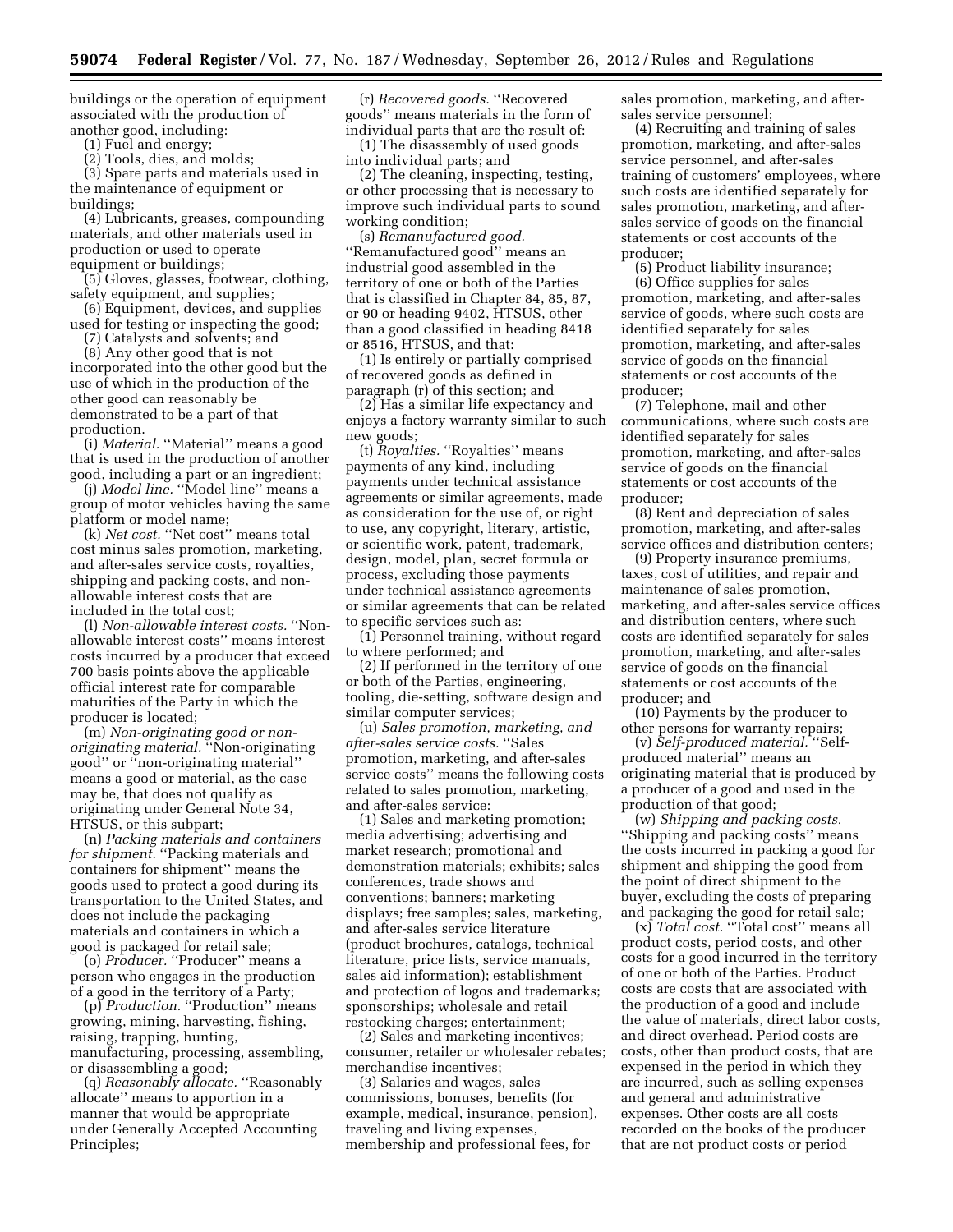buildings or the operation of equipment associated with the production of another good, including:

(1) Fuel and energy;

(2) Tools, dies, and molds;

(3) Spare parts and materials used in the maintenance of equipment or buildings;

(4) Lubricants, greases, compounding materials, and other materials used in production or used to operate equipment or buildings;

(5) Gloves, glasses, footwear, clothing, safety equipment, and supplies;

(6) Equipment, devices, and supplies used for testing or inspecting the good;

(7) Catalysts and solvents; and

(8) Any other good that is not incorporated into the other good but the use of which in the production of the other good can reasonably be demonstrated to be a part of that production.

(i) *Material.* ''Material'' means a good that is used in the production of another good, including a part or an ingredient;

(j) *Model line.* ''Model line'' means a group of motor vehicles having the same platform or model name;

(k) *Net cost.* ''Net cost'' means total cost minus sales promotion, marketing, and after-sales service costs, royalties, shipping and packing costs, and non-allowable interest costs that are included in the total cost;

(l) *Non-allowable interest costs.* ''Non-allowable interest costs'' means interest costs incurred by a producer that exceed 700 basis points above the applicable official interest rate for comparable maturities of the Party in which the producer is located;

(m) *Non-originating good or non-originating material.* ''Non-originating good'' or ''non-originating material'' means a good or material, as the case may be, that does not qualify as originating under General Note 34, HTSUS, or this subpart;

(n) *Packing materials and containers for shipment.* ''Packing materials and containers for shipment'' means the goods used to protect a good during its transportation to the United States, and does not include the packaging materials and containers in which a good is packaged for retail sale;

(o) *Producer.* ''Producer'' means a person who engages in the production of a good in the territory of a Party;

(p) *Production.* ''Production'' means growing, mining, harvesting, fishing, raising, trapping, hunting, manufacturing, processing, assembling, or disassembling a good;

(q) *Reasonably allocate.* ''Reasonably allocate'' means to apportion in a manner that would be appropriate under Generally Accepted Accounting Principles;

(r) *Recovered goods.* ''Recovered goods'' means materials in the form of individual parts that are the result of:

(1) The disassembly of used goods into individual parts; and

(2) The cleaning, inspecting, testing, or other processing that is necessary to improve such individual parts to sound working condition;

(s) *Remanufactured good.* ''Remanufactured good'' means an industrial good assembled in the territory of one or both of the Parties that is classified in Chapter 84, 85, 87, or 90 or heading 9402, HTSUS, other than a good classified in heading 8418 or 8516, HTSUS, and that:

(1) Is entirely or partially comprised of recovered goods as defined in paragraph (r) of this section; and

(2) Has a similar life expectancy and enjoys a factory warranty similar to such new goods;

(t) *Royalties.* ''Royalties'' means payments of any kind, including payments under technical assistance agreements or similar agreements, made as consideration for the use of, or right to use, any copyright, literary, artistic, or scientific work, patent, trademark, design, model, plan, secret formula or process, excluding those payments under technical assistance agreements or similar agreements that can be related to specific services such as:

(1) Personnel training, without regard to where performed; and

(2) If performed in the territory of one or both of the Parties, engineering, tooling, die-setting, software design and similar computer services;

(u) *Sales promotion, marketing, and after-sales service costs.* ''Sales promotion, marketing, and after-sales service costs'' means the following costs related to sales promotion, marketing, and after-sales service:

(1) Sales and marketing promotion; media advertising; advertising and market research; promotional and demonstration materials; exhibits; sales conferences, trade shows and conventions; banners; marketing displays; free samples; sales, marketing, and after-sales service literature (product brochures, catalogs, technical literature, price lists, service manuals, sales aid information); establishment and protection of logos and trademarks; sponsorships; wholesale and retail restocking charges; entertainment;

(2) Sales and marketing incentives; consumer, retailer or wholesaler rebates; merchandise incentives;

(3) Salaries and wages, sales commissions, bonuses, benefits (for example, medical, insurance, pension), traveling and living expenses, membership and professional fees, for sales promotion, marketing, and after-sales service personnel;

(4) Recruiting and training of sales promotion, marketing, and after-sales service personnel, and after-sales training of customers' employees, where such costs are identified separately for sales promotion, marketing, and after-sales service of goods on the financial statements or cost accounts of the producer;

(5) Product liability insurance;

(6) Office supplies for sales promotion, marketing, and after-sales service of goods, where such costs are identified separately for sales promotion, marketing, and after-sales service of goods on the financial statements or cost accounts of the producer;

(7) Telephone, mail and other communications, where such costs are identified separately for sales promotion, marketing, and after-sales service of goods on the financial statements or cost accounts of the producer;

(8) Rent and depreciation of sales promotion, marketing, and after-sales service offices and distribution centers;

(9) Property insurance premiums, taxes, cost of utilities, and repair and maintenance of sales promotion, marketing, and after-sales service offices and distribution centers, where such costs are identified separately for sales promotion, marketing, and after-sales service of goods on the financial statements or cost accounts of the producer; and

(10) Payments by the producer to other persons for warranty repairs;

(v) *Self-produced material.* ''Self-produced material'' means an originating material that is produced by a producer of a good and used in the production of that good;

(w) *Shipping and packing costs.* ''Shipping and packing costs'' means the costs incurred in packing a good for shipment and shipping the good from the point of direct shipment to the buyer, excluding the costs of preparing and packaging the good for retail sale;

(x) *Total cost.* ''Total cost'' means all product costs, period costs, and other costs for a good incurred in the territory of one or both of the Parties. Product costs are costs that are associated with the production of a good and include the value of materials, direct labor costs, and direct overhead. Period costs are costs, other than product costs, that are expensed in the period in which they are incurred, such as selling expenses and general and administrative expenses. Other costs are all costs recorded on the books of the producer that are not product costs or period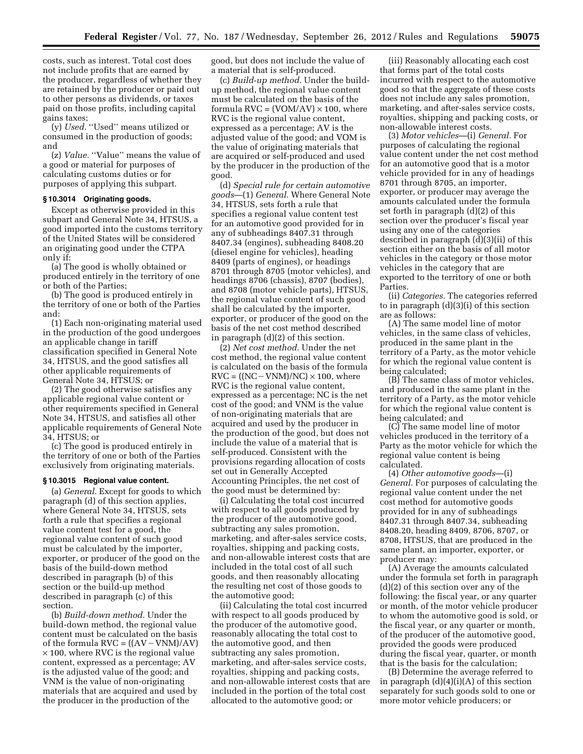costs, such as interest. Total cost does not include profits that are earned by the producer, regardless of whether they are retained by the producer or paid out to other persons as dividends, or taxes paid on those profits, including capital gains taxes;

(y) *Used.* ''Used'' means utilized or consumed in the production of goods; and

(z) *Value.* ''Value'' means the value of a good or material for purposes of calculating customs duties or for purposes of applying this subpart.

### § 10.3014 Originating goods.

Except as otherwise provided in this subpart and General Note 34, HTSUS, a good imported into the customs territory of the United States will be considered an originating good under the CTPA only if:

(a) The good is wholly obtained or produced entirely in the territory of one or both of the Parties;

(b) The good is produced entirely in the territory of one or both of the Parties and:

(1) Each non-originating material used in the production of the good undergoes an applicable change in tariff classification specified in General Note 34, HTSUS, and the good satisfies all other applicable requirements of General Note 34, HTSUS; or

(2) The good otherwise satisfies any applicable regional value content or other requirements specified in General Note 34, HTSUS, and satisfies all other applicable requirements of General Note 34, HTSUS; or

(c) The good is produced entirely in the territory of one or both of the Parties exclusively from originating materials.

### § 10.3015 Regional value content.

(a) *General.* Except for goods to which paragraph (d) of this section applies, where General Note 34, HTSUS, sets forth a rule that specifies a regional value content test for a good, the regional value content of such good must be calculated by the importer, exporter, or producer of the good on the basis of the build-down method described in paragraph (b) of this section or the build-up method described in paragraph (c) of this section.

(b) *Build-down method.* Under the build-down method, the regional value content must be calculated on the basis of the formula $RVC = ((AV - VNM)/AV) \times 100$, where RVC is the regional value content, expressed as a percentage; AV is the adjusted value of the good; and VNM is the value of non-originating materials that are acquired and used by the producer in the production of the good, but does not include the value of a material that is self-produced.

(c) *Build-up method.* Under the build-up method, the regional value content must be calculated on the basis of the formula $RVC = (VOM/AV) \times 100$, where RVC is the regional value content, expressed as a percentage; AV is the adjusted value of the good; and VOM is the value of originating materials that are acquired or self-produced and used by the producer in the production of the good.

(d) *Special rule for certain automotive goods*—(1) *General.* Where General Note 34, HTSUS, sets forth a rule that specifies a regional value content test for an automotive good provided for in any of subheadings 8407.31 through 8407.34 (engines), subheading 8408.20 (diesel engine for vehicles), heading 8409 (parts of engines), or headings 8701 through 8705 (motor vehicles), and headings 8706 (chassis), 8707 (bodies), and 8708 (motor vehicle parts), HTSUS, the regional value content of such good shall be calculated by the importer, exporter, or producer of the good on the basis of the net cost method described in paragraph (d)(2) of this section.

(2) *Net cost method.* Under the net cost method, the regional value content is calculated on the basis of the formula $RVC = ((NC - VNM)/NC) \times 100$, where RVC is the regional value content, expressed as a percentage; NC is the net cost of the good; and VNM is the value of non-originating materials that are acquired and used by the producer in the production of the good, but does not include the value of a material that is self-produced. Consistent with the provisions regarding allocation of costs set out in Generally Accepted Accounting Principles, the net cost of the good must be determined by:

(i) Calculating the total cost incurred with respect to all goods produced by the producer of the automotive good, subtracting any sales promotion, marketing, and after-sales service costs, royalties, shipping and packing costs, and non-allowable interest costs that are included in the total cost of all such goods, and then reasonably allocating the resulting net cost of those goods to the automotive good;

(ii) Calculating the total cost incurred with respect to all goods produced by the producer of the automotive good, reasonably allocating the total cost to the automotive good, and then subtracting any sales promotion, marketing, and after-sales service costs, royalties, shipping and packing costs, and non-allowable interest costs that are included in the portion of the total cost allocated to the automotive good; or

(iii) Reasonably allocating each cost that forms part of the total costs incurred with respect to the automotive good so that the aggregate of these costs does not include any sales promotion, marketing, and after-sales service costs, royalties, shipping and packing costs, or non-allowable interest costs.

(3) *Motor vehicles*—(i) *General.* For purposes of calculating the regional value content under the net cost method for an automotive good that is a motor vehicle provided for in any of headings 8701 through 8705, an importer, exporter, or producer may average the amounts calculated under the formula set forth in paragraph (d)(2) of this section over the producer's fiscal year using any one of the categories described in paragraph (d)(3)(ii) of this section either on the basis of all motor vehicles in the category or those motor vehicles in the category that are exported to the territory of one or both Parties.

(ii) *Categories.* The categories referred to in paragraph (d)(3)(i) of this section are as follows:

(A) The same model line of motor vehicles, in the same class of vehicles, produced in the same plant in the territory of a Party, as the motor vehicle for which the regional value content is being calculated;

(B) The same class of motor vehicles, and produced in the same plant in the territory of a Party, as the motor vehicle for which the regional value content is being calculated; and

(C) The same model line of motor vehicles produced in the territory of a Party as the motor vehicle for which the regional value content is being calculated.

(4) *Other automotive goods*—(i) *General.* For purposes of calculating the regional value content under the net cost method for automotive goods provided for in any of subheadings 8407.31 through 8407.34, subheading 8408.20, heading 8409, 8706, 8707, or 8708, HTSUS, that are produced in the same plant, an importer, exporter, or producer may:

(A) Average the amounts calculated under the formula set forth in paragraph (d)(2) of this section over any of the following: the fiscal year, or any quarter or month, of the motor vehicle producer to whom the automotive good is sold, or the fiscal year, or any quarter or month, of the producer of the automotive good, provided the goods were produced during the fiscal year, quarter, or month that is the basis for the calculation;

(B) Determine the average referred to in paragraph (d)(4)(i)(A) of this section separately for such goods sold to one or more motor vehicle producers; or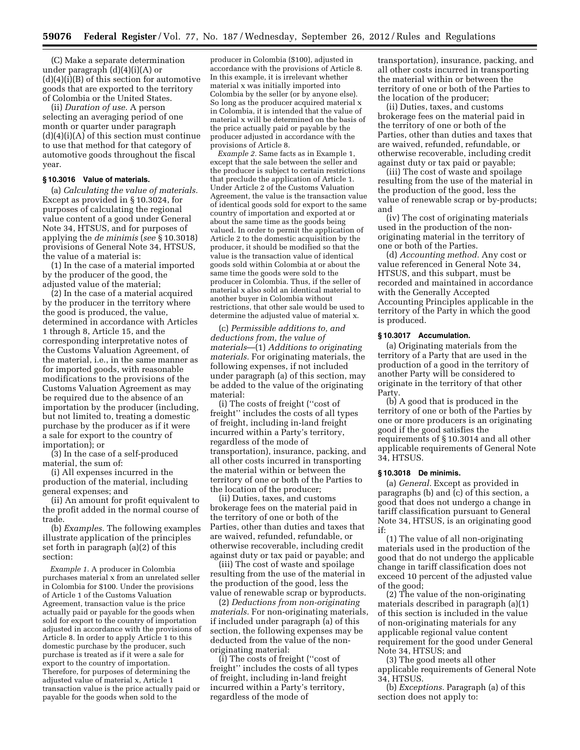(C) Make a separate determination under paragraph (d)(4)(i)(A) or (d)(4)(i)(B) of this section for automotive goods that are exported to the territory of Colombia or the United States.

(ii) *Duration of use.* A person selecting an averaging period of one month or quarter under paragraph (d)(4)(i)(A) of this section must continue to use that method for that category of automotive goods throughout the fiscal year.

### § 10.3016 Value of materials.

(a) *Calculating the value of materials.* Except as provided in § 10.3024, for purposes of calculating the regional value content of a good under General Note 34, HTSUS, and for purposes of applying the *de minimis* (*see* § 10.3018) provisions of General Note 34, HTSUS, the value of a material is:

(1) In the case of a material imported by the producer of the good, the adjusted value of the material;

(2) In the case of a material acquired by the producer in the territory where the good is produced, the value, determined in accordance with Articles 1 through 8, Article 15, and the corresponding interpretative notes of the Customs Valuation Agreement, of the material, i.e., in the same manner as for imported goods, with reasonable modifications to the provisions of the Customs Valuation Agreement as may be required due to the absence of an importation by the producer (including, but not limited to, treating a domestic purchase by the producer as if it were a sale for export to the country of importation); or

(3) In the case of a self-produced material, the sum of:

(i) All expenses incurred in the production of the material, including general expenses; and

(ii) An amount for profit equivalent to the profit added in the normal course of trade.

(b) *Examples.* The following examples illustrate application of the principles set forth in paragraph (a)(2) of this section:

*Example 1.* A producer in Colombia purchases material x from an unrelated seller in Colombia for $100. Under the provisions of Article 1 of the Customs Valuation Agreement, transaction value is the price actually paid or payable for the goods when sold for export to the country of importation adjusted in accordance with the provisions of Article 8. In order to apply Article 1 to this domestic purchase by the producer, such purchase is treated as if it were a sale for export to the country of importation. Therefore, for purposes of determining the adjusted value of material x, Article 1 transaction value is the price actually paid or payable for the goods when sold to the producer in Colombia ($100), adjusted in accordance with the provisions of Article 8. In this example, it is irrelevant whether material x was initially imported into Colombia by the seller (or by anyone else). So long as the producer acquired material x in Colombia, it is intended that the value of material x will be determined on the basis of the price actually paid or payable by the producer adjusted in accordance with the provisions of Article 8.

*Example 2.* Same facts as in Example 1, except that the sale between the seller and the producer is subject to certain restrictions that preclude the application of Article 1. Under Article 2 of the Customs Valuation Agreement, the value is the transaction value of identical goods sold for export to the same country of importation and exported at or about the same time as the goods being valued. In order to permit the application of Article 2 to the domestic acquisition by the producer, it should be modified so that the value is the transaction value of identical goods sold within Colombia at or about the same time the goods were sold to the producer in Colombia. Thus, if the seller of material x also sold an identical material to another buyer in Colombia without restrictions, that other sale would be used to determine the adjusted value of material x.

(c) *Permissible additions to, and deductions from, the value of materials*—(1) *Additions to originating materials.* For originating materials, the following expenses, if not included under paragraph (a) of this section, may be added to the value of the originating material:

(i) The costs of freight (''cost of freight'' includes the costs of all types of freight, including in-land freight incurred within a Party's territory, regardless of the mode of transportation), insurance, packing, and all other costs incurred in transporting the material within or between the territory of one or both of the Parties to the location of the producer;

(ii) Duties, taxes, and customs brokerage fees on the material paid in the territory of one or both of the Parties, other than duties and taxes that are waived, refunded, refundable, or otherwise recoverable, including credit against duty or tax paid or payable; and

(iii) The cost of waste and spoilage resulting from the use of the material in the production of the good, less the value of renewable scrap or byproducts.

(2) *Deductions from non-originating materials.* For non-originating materials, if included under paragraph (a) of this section, the following expenses may be deducted from the value of the non-originating material:

(i) The costs of freight (''cost of freight'' includes the costs of all types of freight, including in-land freight incurred within a Party's territory, regardless of the mode of transportation), insurance, packing, and all other costs incurred in transporting the material within or between the territory of one or both of the Parties to the location of the producer;

(ii) Duties, taxes, and customs brokerage fees on the material paid in the territory of one or both of the Parties, other than duties and taxes that are waived, refunded, refundable, or otherwise recoverable, including credit against duty or tax paid or payable;

(iii) The cost of waste and spoilage resulting from the use of the material in the production of the good, less the value of renewable scrap or by-products; and

(iv) The cost of originating materials used in the production of the non-originating material in the territory of one or both of the Parties.

(d) *Accounting method.* Any cost or value referenced in General Note 34, HTSUS, and this subpart, must be recorded and maintained in accordance with the Generally Accepted Accounting Principles applicable in the territory of the Party in which the good is produced.

### § 10.3017 Accumulation.

(a) Originating materials from the territory of a Party that are used in the production of a good in the territory of another Party will be considered to originate in the territory of that other Party.

(b) A good that is produced in the territory of one or both of the Parties by one or more producers is an originating good if the good satisfies the requirements of § 10.3014 and all other applicable requirements of General Note 34, HTSUS.

### § 10.3018 De minimis.

(a) *General.* Except as provided in paragraphs (b) and (c) of this section, a good that does not undergo a change in tariff classification pursuant to General Note 34, HTSUS, is an originating good if:

(1) The value of all non-originating materials used in the production of the good that do not undergo the applicable change in tariff classification does not exceed 10 percent of the adjusted value of the good;

(2) The value of the non-originating materials described in paragraph (a)(1) of this section is included in the value of non-originating materials for any applicable regional value content requirement for the good under General Note 34, HTSUS; and

(3) The good meets all other applicable requirements of General Note 34, HTSUS.

(b) *Exceptions.* Paragraph (a) of this section does not apply to: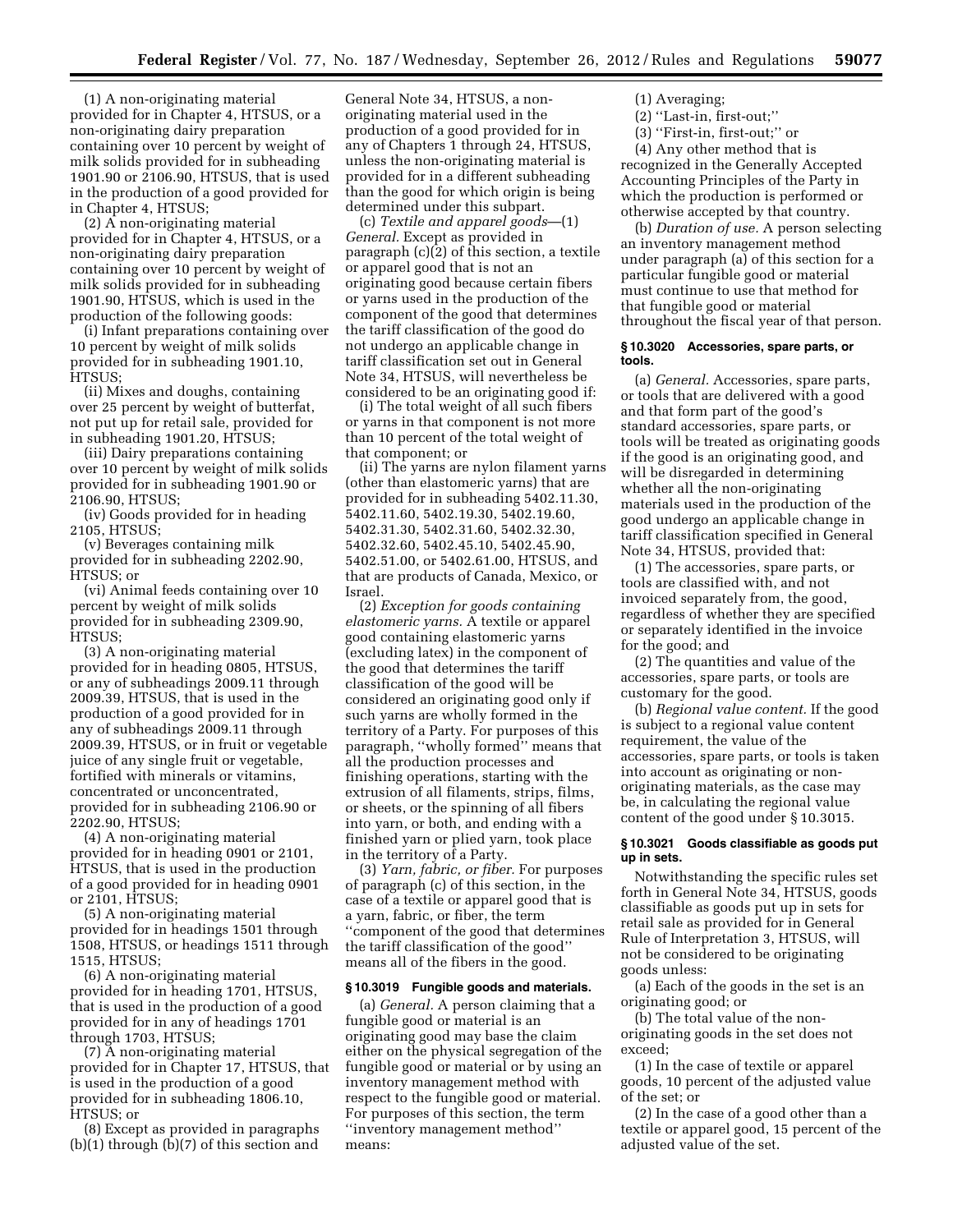(1) A non-originating material provided for in Chapter 4, HTSUS, or a non-originating dairy preparation containing over 10 percent by weight of milk solids provided for in subheading 1901.90 or 2106.90, HTSUS, that is used in the production of a good provided for in Chapter 4, HTSUS;

(2) A non-originating material provided for in Chapter 4, HTSUS, or a non-originating dairy preparation containing over 10 percent by weight of milk solids provided for in subheading 1901.90, HTSUS, which is used in the production of the following goods:

(i) Infant preparations containing over 10 percent by weight of milk solids provided for in subheading 1901.10, HTSUS;

(ii) Mixes and doughs, containing over 25 percent by weight of butterfat, not put up for retail sale, provided for in subheading 1901.20, HTSUS;

(iii) Dairy preparations containing over 10 percent by weight of milk solids provided for in subheading 1901.90 or 2106.90, HTSUS;

(iv) Goods provided for in heading 2105, HTSUS;

(v) Beverages containing milk provided for in subheading 2202.90, HTSUS; or

(vi) Animal feeds containing over 10 percent by weight of milk solids provided for in subheading 2309.90, HTSUS;

(3) A non-originating material provided for in heading 0805, HTSUS, or any of subheadings 2009.11 through 2009.39, HTSUS, that is used in the production of a good provided for in any of subheadings 2009.11 through 2009.39, HTSUS, or in fruit or vegetable juice of any single fruit or vegetable, fortified with minerals or vitamins, concentrated or unconcentrated, provided for in subheading 2106.90 or 2202.90, HTSUS;

(4) A non-originating material provided for in heading 0901 or 2101, HTSUS, that is used in the production of a good provided for in heading 0901 or 2101, HTSUS;

(5) A non-originating material provided for in headings 1501 through 1508, HTSUS, or headings 1511 through 1515, HTSUS;

(6) A non-originating material provided for in heading 1701, HTSUS, that is used in the production of a good provided for in any of headings 1701 through 1703, HTSUS;

(7) A non-originating material provided for in Chapter 17, HTSUS, that is used in the production of a good provided for in subheading 1806.10, HTSUS; or

(8) Except as provided in paragraphs (b)(1) through (b)(7) of this section and General Note 34, HTSUS, a non-originating material used in the production of a good provided for in any of Chapters 1 through 24, HTSUS, unless the non-originating material is provided for in a different subheading than the good for which origin is being determined under this subpart.

(c) *Textile and apparel goods*—(1) *General.* Except as provided in paragraph (c)(2) of this section, a textile or apparel good that is not an originating good because certain fibers or yarns used in the production of the component of the good that determines the tariff classification of the good do not undergo an applicable change in tariff classification set out in General Note 34, HTSUS, will nevertheless be considered to be an originating good if:

(i) The total weight of all such fibers or yarns in that component is not more than 10 percent of the total weight of that component; or

(ii) The yarns are nylon filament yarns (other than elastomeric yarns) that are provided for in subheading 5402.11.30, 5402.11.60, 5402.19.30, 5402.19.60, 5402.31.30, 5402.31.60, 5402.32.30, 5402.32.60, 5402.45.10, 5402.45.90, 5402.51.00, or 5402.61.00, HTSUS, and that are products of Canada, Mexico, or Israel.

(2) *Exception for goods containing elastomeric yarns.* A textile or apparel good containing elastomeric yarns (excluding latex) in the component of the good that determines the tariff classification of the good will be considered an originating good only if such yarns are wholly formed in the territory of a Party. For purposes of this paragraph, ''wholly formed'' means that all the production processes and finishing operations, starting with the extrusion of all filaments, strips, films, or sheets, or the spinning of all fibers into yarn, or both, and ending with a finished yarn or plied yarn, took place in the territory of a Party.

(3) *Yarn, fabric, or fiber.* For purposes of paragraph (c) of this section, in the case of a textile or apparel good that is a yarn, fabric, or fiber, the term ''component of the good that determines the tariff classification of the good'' means all of the fibers in the good.

### § 10.3019 Fungible goods and materials.

(a) *General.* A person claiming that a fungible good or material is an originating good may base the claim either on the physical segregation of the fungible good or material or by using an inventory management method with respect to the fungible good or material. For purposes of this section, the term ''inventory management method'' means:

(1) Averaging;

(2) ''Last-in, first-out;''

(3) ''First-in, first-out;'' or

(4) Any other method that is recognized in the Generally Accepted Accounting Principles of the Party in which the production is performed or otherwise accepted by that country.

(b) *Duration of use.* A person selecting an inventory management method under paragraph (a) of this section for a particular fungible good or material must continue to use that method for that fungible good or material throughout the fiscal year of that person.

### § 10.3020 Accessories, spare parts, or tools.

(a) *General.* Accessories, spare parts, or tools that are delivered with a good and that form part of the good's standard accessories, spare parts, or tools will be treated as originating goods if the good is an originating good, and will be disregarded in determining whether all the non-originating materials used in the production of the good undergo an applicable change in tariff classification specified in General Note 34, HTSUS, provided that:

(1) The accessories, spare parts, or tools are classified with, and not invoiced separately from, the good, regardless of whether they are specified or separately identified in the invoice for the good; and

(2) The quantities and value of the accessories, spare parts, or tools are customary for the good.

(b) *Regional value content.* If the good is subject to a regional value content requirement, the value of the accessories, spare parts, or tools is taken into account as originating or non-originating materials, as the case may be, in calculating the regional value content of the good under § 10.3015.

### § 10.3021 Goods classifiable as goods put up in sets.

Notwithstanding the specific rules set forth in General Note 34, HTSUS, goods classifiable as goods put up in sets for retail sale as provided for in General Rule of Interpretation 3, HTSUS, will not be considered to be originating goods unless:

(a) Each of the goods in the set is an originating good; or

(b) The total value of the non-originating goods in the set does not exceed;

(1) In the case of textile or apparel goods, 10 percent of the adjusted value of the set; or

(2) In the case of a good other than a textile or apparel good, 15 percent of the adjusted value of the set.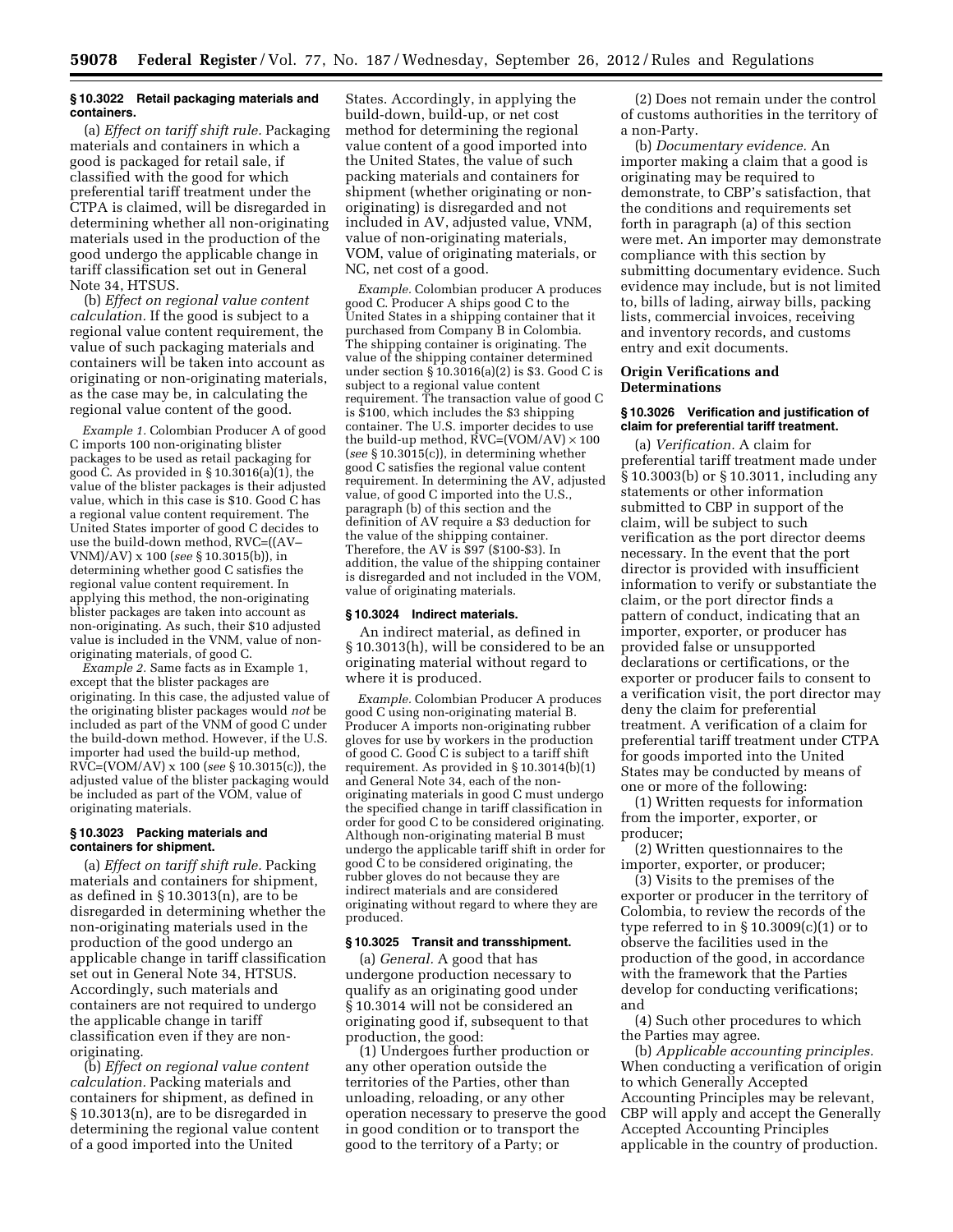### § 10.3022 Retail packaging materials and containers.

(a) *Effect on tariff shift rule.* Packaging materials and containers in which a good is packaged for retail sale, if classified with the good for which preferential tariff treatment under the CTPA is claimed, will be disregarded in determining whether all non-originating materials used in the production of the good undergo the applicable change in tariff classification set out in General Note 34, HTSUS.

(b) *Effect on regional value content calculation.* If the good is subject to a regional value content requirement, the value of such packaging materials and containers will be taken into account as originating or non-originating materials, as the case may be, in calculating the regional value content of the good.

*Example 1.* Colombian Producer A of good C imports 100 non-originating blister packages to be used as retail packaging for good C. As provided in § 10.3016(a)(1), the value of the blister packages is their adjusted value, which in this case is $10. Good C has a regional value content requirement. The United States importer of good C decides to use the build-down method, RVC=((AV−VNM)/AV) x 100 (*see* § 10.3015(b)), in determining whether good C satisfies the regional value content requirement. In applying this method, the non-originating blister packages are taken into account as non-originating. As such, their $10 adjusted value is included in the VNM, value of non-originating materials, of good C.

*Example 2.* Same facts as in Example 1, except that the blister packages are originating. In this case, the adjusted value of the originating blister packages would *not* be included as part of the VNM of good C under the build-down method. However, if the U.S. importer had used the build-up method, RVC=(VOM/AV) x 100 (*see* § 10.3015(c)), the adjusted value of the blister packaging would be included as part of the VOM, value of originating materials.

### § 10.3023 Packing materials and containers for shipment.

(a) *Effect on tariff shift rule.* Packing materials and containers for shipment, as defined in § 10.3013(n), are to be disregarded in determining whether the non-originating materials used in the production of the good undergo an applicable change in tariff classification set out in General Note 34, HTSUS. Accordingly, such materials and containers are not required to undergo the applicable change in tariff classification even if they are non-originating.

(b) *Effect on regional value content calculation.* Packing materials and containers for shipment, as defined in § 10.3013(n), are to be disregarded in determining the regional value content of a good imported into the United States. Accordingly, in applying the build-down, build-up, or net cost method for determining the regional value content of a good imported into the United States, the value of such packing materials and containers for shipment (whether originating or non-originating) is disregarded and not included in AV, adjusted value, VNM, value of non-originating materials, VOM, value of originating materials, or NC, net cost of a good.

*Example.* Colombian producer A produces good C. Producer A ships good C to the United States in a shipping container that it purchased from Company B in Colombia. The shipping container is originating. The value of the shipping container determined under section § 10.3016(a)(2) is $3. Good C is subject to a regional value content requirement. The transaction value of good C is $100, which includes the $3 shipping container. The U.S. importer decides to use the build-up method, RVC=(VOM/AV) × 100 (*see* § 10.3015(c)), in determining whether good C satisfies the regional value content requirement. In determining the AV, adjusted value, of good C imported into the U.S., paragraph (b) of this section and the definition of AV require a $3 deduction for the value of the shipping container. Therefore, the AV is $97 ($100-$3). In addition, the value of the shipping container is disregarded and not included in the VOM, value of originating materials.

### § 10.3024 Indirect materials.

An indirect material, as defined in § 10.3013(h), will be considered to be an originating material without regard to where it is produced.

*Example.* Colombian Producer A produces good C using non-originating material B. Producer A imports non-originating rubber gloves for use by workers in the production of good C. Good C is subject to a tariff shift requirement. As provided in § 10.3014(b)(1) and General Note 34, each of the non-originating materials in good C must undergo the specified change in tariff classification in order for good C to be considered originating. Although non-originating material B must undergo the applicable tariff shift in order for good C to be considered originating, the rubber gloves do not because they are indirect materials and are considered originating without regard to where they are produced.

### § 10.3025 Transit and transshipment.

(a) *General.* A good that has undergone production necessary to qualify as an originating good under § 10.3014 will not be considered an originating good if, subsequent to that production, the good:

(1) Undergoes further production or any other operation outside the territories of the Parties, other than unloading, reloading, or any other operation necessary to preserve the good in good condition or to transport the good to the territory of a Party; or

(2) Does not remain under the control of customs authorities in the territory of a non-Party.

(b) *Documentary evidence.* An importer making a claim that a good is originating may be required to demonstrate, to CBP's satisfaction, that the conditions and requirements set forth in paragraph (a) of this section were met. An importer may demonstrate compliance with this section by submitting documentary evidence. Such evidence may include, but is not limited to, bills of lading, airway bills, packing lists, commercial invoices, receiving and inventory records, and customs entry and exit documents.

## Origin Verifications and Determinations

### § 10.3026 Verification and justification of claim for preferential tariff treatment.

(a) *Verification.* A claim for preferential tariff treatment made under § 10.3003(b) or § 10.3011, including any statements or other information submitted to CBP in support of the claim, will be subject to such verification as the port director deems necessary. In the event that the port director is provided with insufficient information to verify or substantiate the claim, or the port director finds a pattern of conduct, indicating that an importer, exporter, or producer has provided false or unsupported declarations or certifications, or the exporter or producer fails to consent to a verification visit, the port director may deny the claim for preferential treatment. A verification of a claim for preferential tariff treatment under CTPA for goods imported into the United States may be conducted by means of one or more of the following:

(1) Written requests for information from the importer, exporter, or producer;

(2) Written questionnaires to the importer, exporter, or producer;

(3) Visits to the premises of the exporter or producer in the territory of Colombia, to review the records of the type referred to in § 10.3009(c)(1) or to observe the facilities used in the production of the good, in accordance with the framework that the Parties develop for conducting verifications; and

(4) Such other procedures to which the Parties may agree.

(b) *Applicable accounting principles.* When conducting a verification of origin to which Generally Accepted Accounting Principles may be relevant, CBP will apply and accept the Generally Accepted Accounting Principles applicable in the country of production.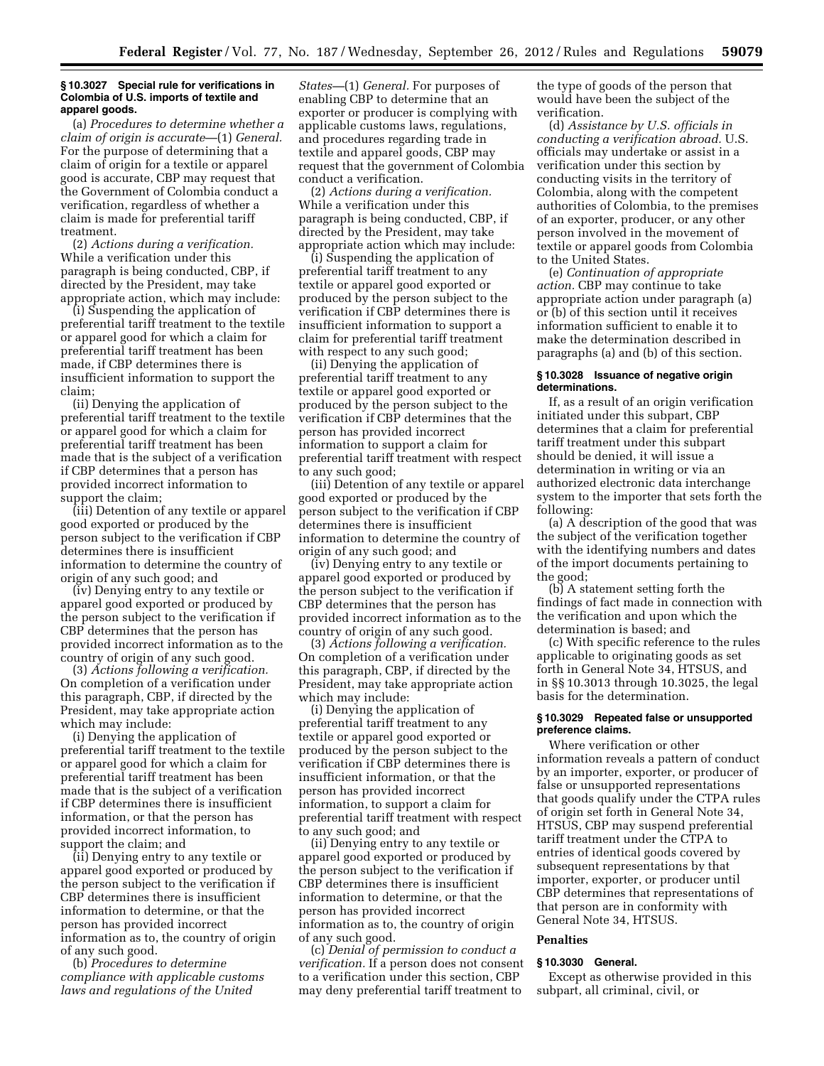### § 10.3027 Special rule for verifications in Colombia of U.S. imports of textile and apparel goods.

(a) *Procedures to determine whether a claim of origin is accurate*—(1) *General.* For the purpose of determining that a claim of origin for a textile or apparel good is accurate, CBP may request that the Government of Colombia conduct a verification, regardless of whether a claim is made for preferential tariff treatment.

(2) *Actions during a verification.* While a verification under this paragraph is being conducted, CBP, if directed by the President, may take appropriate action, which may include:

(i) Suspending the application of preferential tariff treatment to the textile or apparel good for which a claim for preferential tariff treatment has been made, if CBP determines there is insufficient information to support the claim;

(ii) Denying the application of preferential tariff treatment to the textile or apparel good for which a claim for preferential tariff treatment has been made that is the subject of a verification if CBP determines that a person has provided incorrect information to support the claim;

(iii) Detention of any textile or apparel good exported or produced by the person subject to the verification if CBP determines there is insufficient information to determine the country of origin of any such good; and

(iv) Denying entry to any textile or apparel good exported or produced by the person subject to the verification if CBP determines that the person has provided incorrect information as to the country of origin of any such good.

(3) *Actions following a verification.* On completion of a verification under this paragraph, CBP, if directed by the President, may take appropriate action which may include:

(i) Denying the application of preferential tariff treatment to the textile or apparel good for which a claim for preferential tariff treatment has been made that is the subject of a verification if CBP determines there is insufficient information, or that the person has provided incorrect information, to support the claim; and

(ii) Denying entry to any textile or apparel good exported or produced by the person subject to the verification if CBP determines there is insufficient information to determine, or that the person has provided incorrect information as to, the country of origin of any such good.

(b) *Procedures to determine compliance with applicable customs laws and regulations of the United States*—(1) *General.* For purposes of enabling CBP to determine that an exporter or producer is complying with applicable customs laws, regulations, and procedures regarding trade in textile and apparel goods, CBP may request that the government of Colombia conduct a verification.

(2) *Actions during a verification.* While a verification under this paragraph is being conducted, CBP, if directed by the President, may take appropriate action which may include:

(i) Suspending the application of preferential tariff treatment to any textile or apparel good exported or produced by the person subject to the verification if CBP determines there is insufficient information to support a claim for preferential tariff treatment with respect to any such good;

(ii) Denying the application of preferential tariff treatment to any textile or apparel good exported or produced by the person subject to the verification if CBP determines that the person has provided incorrect information to support a claim for preferential tariff treatment with respect to any such good;

(iii) Detention of any textile or apparel good exported or produced by the person subject to the verification if CBP determines there is insufficient information to determine the country of origin of any such good; and

(iv) Denying entry to any textile or apparel good exported or produced by the person subject to the verification if CBP determines that the person has provided incorrect information as to the country of origin of any such good.

(3) *Actions following a verification.* On completion of a verification under this paragraph, CBP, if directed by the President, may take appropriate action which may include:

(i) Denying the application of preferential tariff treatment to any textile or apparel good exported or produced by the person subject to the verification if CBP determines there is insufficient information, or that the person has provided incorrect information, to support a claim for preferential tariff treatment with respect to any such good; and

(ii) Denying entry to any textile or apparel good exported or produced by the person subject to the verification if CBP determines there is insufficient information to determine, or that the person has provided incorrect information as to, the country of origin of any such good.

(c) *Denial of permission to conduct a verification.* If a person does not consent to a verification under this section, CBP may deny preferential tariff treatment to the type of goods of the person that would have been the subject of the verification.

(d) *Assistance by U.S. officials in conducting a verification abroad.* U.S. officials may undertake or assist in a verification under this section by conducting visits in the territory of Colombia, along with the competent authorities of Colombia, to the premises of an exporter, producer, or any other person involved in the movement of textile or apparel goods from Colombia to the United States.

(e) *Continuation of appropriate action.* CBP may continue to take appropriate action under paragraph (a) or (b) of this section until it receives information sufficient to enable it to make the determination described in paragraphs (a) and (b) of this section.

### § 10.3028 Issuance of negative origin determinations.

If, as a result of an origin verification initiated under this subpart, CBP determines that a claim for preferential tariff treatment under this subpart should be denied, it will issue a determination in writing or via an authorized electronic data interchange system to the importer that sets forth the following:

(a) A description of the good that was the subject of the verification together with the identifying numbers and dates of the import documents pertaining to the good;

(b) A statement setting forth the findings of fact made in connection with the verification and upon which the determination is based; and

(c) With specific reference to the rules applicable to originating goods as set forth in General Note 34, HTSUS, and in §§ 10.3013 through 10.3025, the legal basis for the determination.

### § 10.3029 Repeated false or unsupported preference claims.

Where verification or other information reveals a pattern of conduct by an importer, exporter, or producer of false or unsupported representations that goods qualify under the CTPA rules of origin set forth in General Note 34, HTSUS, CBP may suspend preferential tariff treatment under the CTPA to entries of identical goods covered by subsequent representations by that importer, exporter, or producer until CBP determines that representations of that person are in conformity with General Note 34, HTSUS.

## Penalties

### § 10.3030 General.

Except as otherwise provided in this subpart, all criminal, civil, or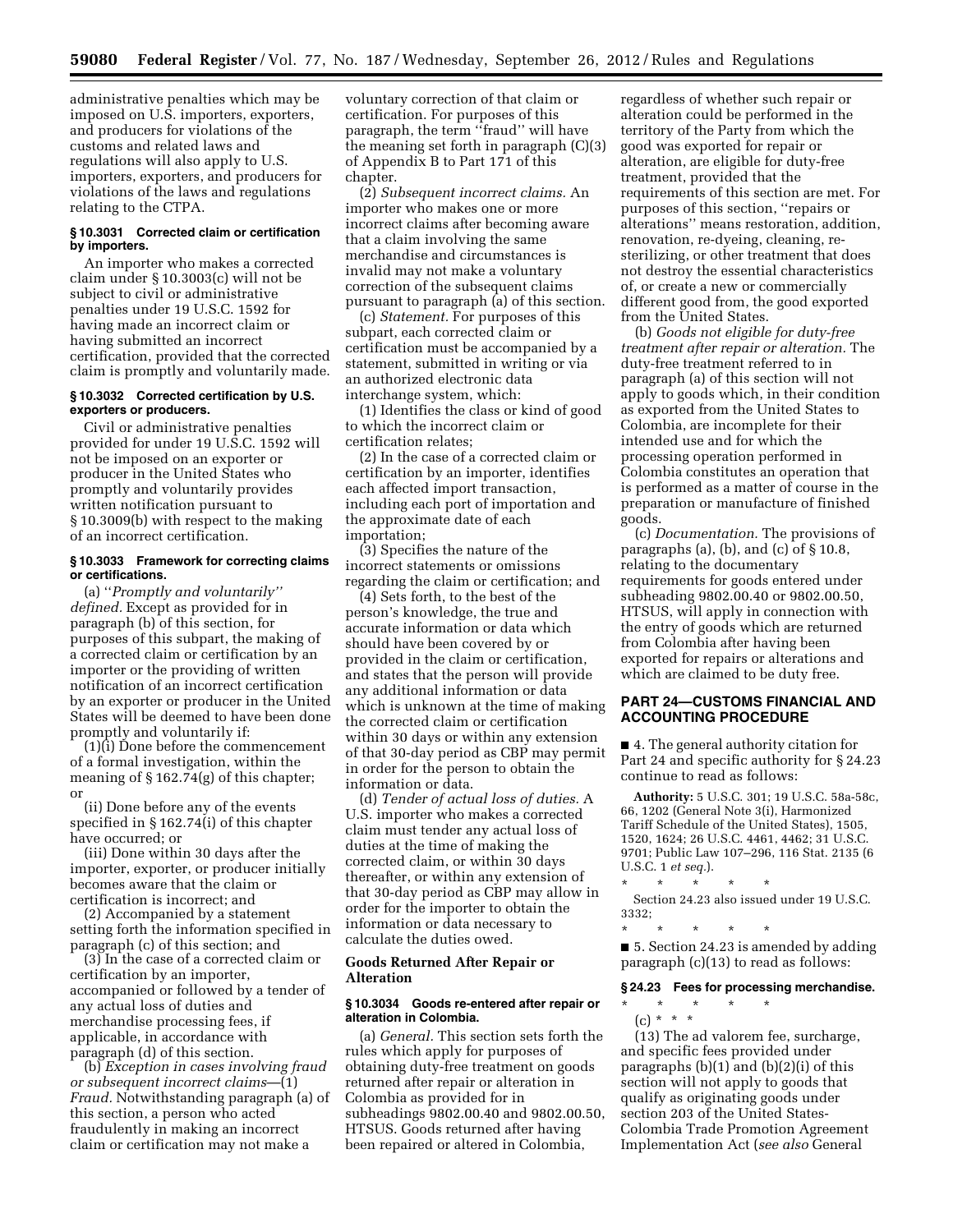administrative penalties which may be imposed on U.S. importers, exporters, and producers for violations of the customs and related laws and regulations will also apply to U.S. importers, exporters, and producers for violations of the laws and regulations relating to the CTPA.

#### § 10.3031 Corrected claim or certification by importers.

An importer who makes a corrected claim under § 10.3003(c) will not be subject to civil or administrative penalties under 19 U.S.C. 1592 for having made an incorrect claim or having submitted an incorrect certification, provided that the corrected claim is promptly and voluntarily made.

#### § 10.3032 Corrected certification by U.S. exporters or producers.

Civil or administrative penalties provided for under 19 U.S.C. 1592 will not be imposed on an exporter or producer in the United States who promptly and voluntarily provides written notification pursuant to § 10.3009(b) with respect to the making of an incorrect certification.

#### § 10.3033 Framework for correcting claims or certifications.

(a) *''Promptly and voluntarily'' defined.* Except as provided for in paragraph (b) of this section, for purposes of this subpart, the making of a corrected claim or certification by an importer or the providing of written notification of an incorrect certification by an exporter or producer in the United States will be deemed to have been done promptly and voluntarily if:

(1)(i) Done before the commencement of a formal investigation, within the meaning of § 162.74(g) of this chapter; or

(ii) Done before any of the events specified in § 162.74(i) of this chapter have occurred; or

(iii) Done within 30 days after the importer, exporter, or producer initially becomes aware that the claim or certification is incorrect; and

(2) Accompanied by a statement setting forth the information specified in paragraph (c) of this section; and

(3) In the case of a corrected claim or certification by an importer, accompanied or followed by a tender of any actual loss of duties and merchandise processing fees, if applicable, in accordance with paragraph (d) of this section.

(b) *Exception in cases involving fraud or subsequent incorrect claims*—(1) *Fraud.* Notwithstanding paragraph (a) of this section, a person who acted fraudulently in making an incorrect claim or certification may not make a voluntary correction of that claim or certification. For purposes of this paragraph, the term ''fraud'' will have the meaning set forth in paragraph (C)(3) of Appendix B to Part 171 of this chapter.

(2) *Subsequent incorrect claims.* An importer who makes one or more incorrect claims after becoming aware that a claim involving the same merchandise and circumstances is invalid may not make a voluntary correction of the subsequent claims pursuant to paragraph (a) of this section.

(c) *Statement.* For purposes of this subpart, each corrected claim or certification must be accompanied by a statement, submitted in writing or via an authorized electronic data interchange system, which:

(1) Identifies the class or kind of good to which the incorrect claim or certification relates;

(2) In the case of a corrected claim or certification by an importer, identifies each affected import transaction, including each port of importation and the approximate date of each importation;

(3) Specifies the nature of the incorrect statements or omissions regarding the claim or certification; and

(4) Sets forth, to the best of the person's knowledge, the true and accurate information or data which should have been covered by or provided in the claim or certification, and states that the person will provide any additional information or data which is unknown at the time of making the corrected claim or certification within 30 days or within any extension of that 30-day period as CBP may permit in order for the person to obtain the information or data.

(d) *Tender of actual loss of duties.* A U.S. importer who makes a corrected claim must tender any actual loss of duties at the time of making the corrected claim, or within 30 days thereafter, or within any extension of that 30-day period as CBP may allow in order for the importer to obtain the information or data necessary to calculate the duties owed.

### Goods Returned After Repair or Alteration

#### § 10.3034 Goods re-entered after repair or alteration in Colombia.

(a) *General.* This section sets forth the rules which apply for purposes of obtaining duty-free treatment on goods returned after repair or alteration in Colombia as provided for in subheadings 9802.00.40 and 9802.00.50, HTSUS. Goods returned after having been repaired or altered in Colombia, regardless of whether such repair or alteration could be performed in the territory of the Party from which the good was exported for repair or alteration, are eligible for duty-free treatment, provided that the requirements of this section are met. For purposes of this section, ''repairs or alterations'' means restoration, addition, renovation, re-dyeing, cleaning, re-sterilizing, or other treatment that does not destroy the essential characteristics of, or create a new or commercially different good from, the good exported from the United States.

(b) *Goods not eligible for duty-free treatment after repair or alteration.* The duty-free treatment referred to in paragraph (a) of this section will not apply to goods which, in their condition as exported from the United States to Colombia, are incomplete for their intended use and for which the processing operation performed in Colombia constitutes an operation that is performed as a matter of course in the preparation or manufacture of finished goods.

(c) *Documentation.* The provisions of paragraphs (a), (b), and (c) of § 10.8, relating to the documentary requirements for goods entered under subheading 9802.00.40 or 9802.00.50, HTSUS, will apply in connection with the entry of goods which are returned from Colombia after having been exported for repairs or alterations and which are claimed to be duty free.

## PART 24—CUSTOMS FINANCIAL AND ACCOUNTING PROCEDURE

■ 4. The general authority citation for Part 24 and specific authority for § 24.23 continue to read as follows:

**Authority:** 5 U.S.C. 301; 19 U.S.C. 58a-58c, 66, 1202 (General Note 3(i), Harmonized Tariff Schedule of the United States), 1505, 1520, 1624; 26 U.S.C. 4461, 4462; 31 U.S.C. 9701; Public Law 107–296, 116 Stat. 2135 (6 U.S.C. 1 *et seq.*).

\* \* \* \* \*

Section 24.23 also issued under 19 U.S.C. 3332;

\* \* \* \* \*

■ 5. Section 24.23 is amended by adding paragraph (c)(13) to read as follows:

#### § 24.23 Fees for processing merchandise.

\* \* \* \* \*

(c) \* \* \*

(13) The ad valorem fee, surcharge, and specific fees provided under paragraphs (b)(1) and (b)(2)(i) of this section will not apply to goods that qualify as originating goods under section 203 of the United States-Colombia Trade Promotion Agreement Implementation Act (*see also* General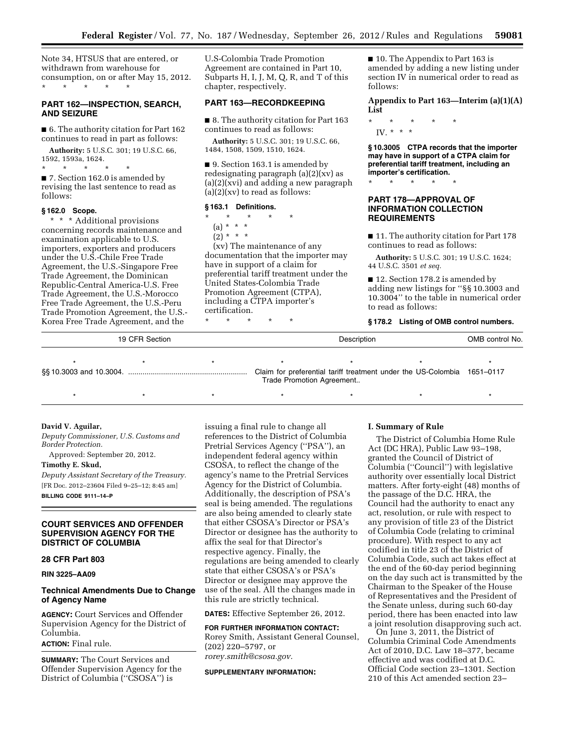Note 34, HTSUS that are entered, or withdrawn from warehouse for consumption, on or after May 15, 2012.

\* \* \* \* \*

## PART 162—INSPECTION, SEARCH, AND SEIZURE

■ 6. The authority citation for Part 162 continues to read in part as follows:

**Authority:** 5 U.S.C. 301; 19 U.S.C. 66, 1592, 1593a, 1624.

\* \* \* \* \*

■ 7. Section 162.0 is amended by revising the last sentence to read as follows:

### § 162.0 Scope.

\* \* \* Additional provisions concerning records maintenance and examination applicable to U.S. importers, exporters and producers under the U.S.-Chile Free Trade Agreement, the U.S.-Singapore Free Trade Agreement, the Dominican Republic-Central America-U.S. Free Trade Agreement, the U.S.-Morocco Free Trade Agreement, the U.S.-Peru Trade Promotion Agreement, the U.S.-Korea Free Trade Agreement, and the U.S-Colombia Trade Promotion Agreement are contained in Part 10, Subparts H, I, J, M, Q, R, and T of this chapter, respectively.

## PART 163—RECORDKEEPING

■ 8. The authority citation for Part 163 continues to read as follows:

**Authority:** 5 U.S.C. 301; 19 U.S.C. 66, 1484, 1508, 1509, 1510, 1624.

■ 9. Section 163.1 is amended by redesignating paragraph (a)(2)(xv) as (a)(2)(xvi) and adding a new paragraph (a)(2)(xv) to read as follows:

### § 163.1 Definitions.

\* \* \* \* \*

(a) \* \* \*

(2) \* \* \*

(xv) The maintenance of any documentation that the importer may have in support of a claim for preferential tariff treatment under the United States-Colombia Trade Promotion Agreement (CTPA), including a CTPA importer's certification.

\* \* \* \* \*

■ 10. The Appendix to Part 163 is amended by adding a new listing under section IV in numerical order to read as follows:

### Appendix to Part 163—Interim (a)(1)(A) List

\* \* \* \* \*

IV. \* \* \*

**§ 10.3005 CTPA records that the importer may have in support of a CTPA claim for preferential tariff treatment, including an importer's certification.**

\* \* \* \* \*

## PART 178—APPROVAL OF INFORMATION COLLECTION REQUIREMENTS

■ 11. The authority citation for Part 178 continues to read as follows:

**Authority:** 5 U.S.C. 301; 19 U.S.C. 1624; 44 U.S.C. 3501 *et seq.*

■ 12. Section 178.2 is amended by adding new listings for ''§§ 10.3003 and 10.3004'' to the table in numerical order to read as follows:

### § 178.2 Listing of OMB control numbers.

| 19 CFR Section | Description | OMB control No. |
|---|---|---|
| \* \* \* | \* \* \* | \* |
| §§ 10.3003 and 10.3004. | Claim for preferential tariff treatment under the US-Colombia Trade Promotion Agreement.. | 1651–0117 |
| \* \* \* | \* \* \* | \* |

**David V. Aguilar,**

*Deputy Commissioner, U.S. Customs and Border Protection.*

Approved: September 20, 2012.

**Timothy E. Skud,**

*Deputy Assistant Secretary of the Treasury.*

[FR Doc. 2012–23604 Filed 9–25–12; 8:45 am]

**BILLING CODE 9111–14–P**

## COURT SERVICES AND OFFENDER SUPERVISION AGENCY FOR THE DISTRICT OF COLUMBIA

## 28 CFR Part 803

## RIN 3225–AA09

## Technical Amendments Due to Change of Agency Name

**AGENCY:** Court Services and Offender Supervision Agency for the District of Columbia.

**ACTION:** Final rule.

**SUMMARY:** The Court Services and Offender Supervision Agency for the District of Columbia (''CSOSA'') is issuing a final rule to change all references to the District of Columbia Pretrial Services Agency (''PSA''), an independent federal agency within CSOSA, to reflect the change of the agency's name to the Pretrial Services Agency for the District of Columbia. Additionally, the description of PSA's seal is being amended. The regulations are also being amended to clearly state that either CSOSA's Director or PSA's Director or designee has the authority to affix the seal for that Director's respective agency. Finally, the regulations are being amended to clearly state that either CSOSA's or PSA's Director or designee may approve the use of the seal. All the changes made in this rule are strictly technical.

**DATES:** Effective September 26, 2012.

**FOR FURTHER INFORMATION CONTACT:** Rorey Smith, Assistant General Counsel, (202) 220–5797, or *rorey.smith@csosa.gov.*

**SUPPLEMENTARY INFORMATION:**

### I. Summary of Rule

The District of Columbia Home Rule Act (DC HRA), Public Law 93–198, granted the Council of District of Columbia (''Council'') with legislative authority over essentially local District matters. After forty-eight (48) months of the passage of the D.C. HRA, the Council had the authority to enact any act, resolution, or rule with respect to any provision of title 23 of the District of Columbia Code (relating to criminal procedure). With respect to any act codified in title 23 of the District of Columbia Code, such act takes effect at the end of the 60-day period beginning on the day such act is transmitted by the Chairman to the Speaker of the House of Representatives and the President of the Senate unless, during such 60-day period, there has been enacted into law a joint resolution disapproving such act.

On June 3, 2011, the District of Columbia Criminal Code Amendments Act of 2010, D.C. Law 18–377, became effective and was codified at D.C. Official Code section 23–1301. Section 210 of this Act amended section 23–